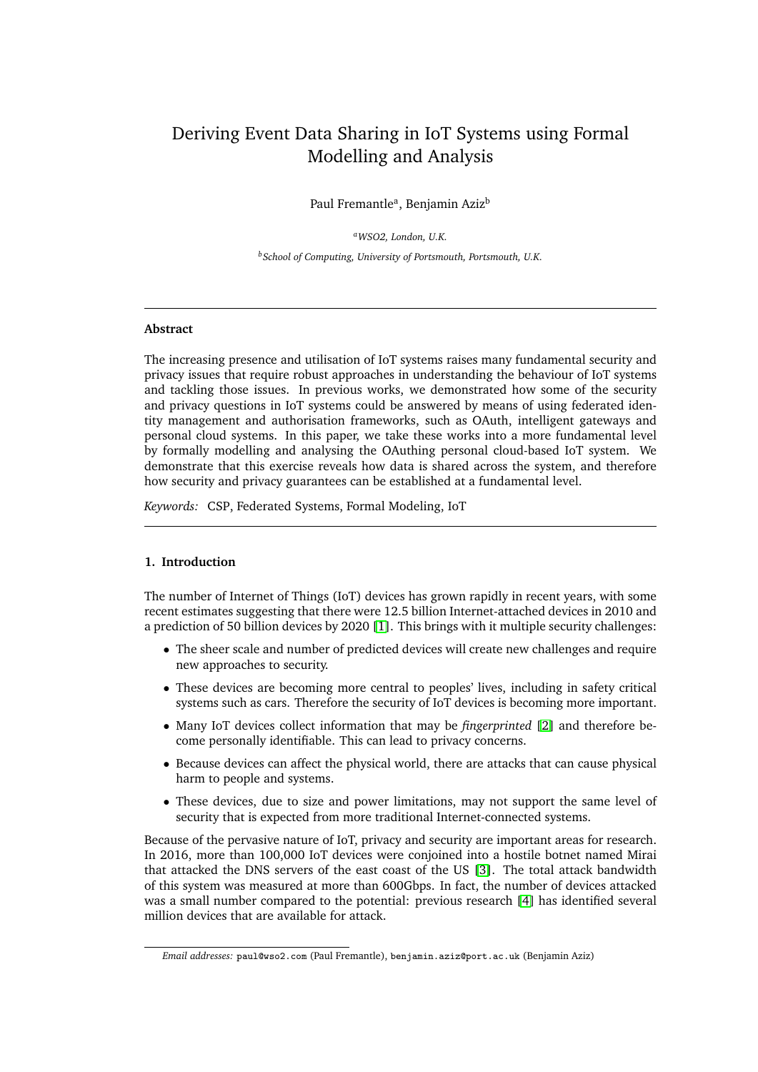# Deriving Event Data Sharing in IoT Systems using Formal Modelling and Analysis

Paul Fremantle[a], Benjamin Aziz[b]

[a] *WSO2, London, U.K.*

[b] *School of Computing, University of Portsmouth, Portsmouth, U.K.*

---

**Abstract**

The increasing presence and utilisation of IoT systems raises many fundamental security and privacy issues that require robust approaches in understanding the behaviour of IoT systems and tackling those issues. In previous works, we demonstrated how some of the security and privacy questions in IoT systems could be answered by means of using federated identity management and authorisation frameworks, such as OAuth, intelligent gateways and personal cloud systems. In this paper, we take these works into a more fundamental level by formally modelling and analysing the OAuthing personal cloud-based IoT system. We demonstrate that this exercise reveals how data is shared across the system, and therefore how security and privacy guarantees can be established at a fundamental level.

*Keywords:* CSP, Federated Systems, Formal Modeling, IoT

---

## 1. Introduction

The number of Internet of Things (IoT) devices has grown rapidly in recent years, with some recent estimates suggesting that there were 12.5 billion Internet-attached devices in 2010 and a prediction of 50 billion devices by 2020 [1]. This brings with it multiple security challenges:

- The sheer scale and number of predicted devices will create new challenges and require new approaches to security.
- These devices are becoming more central to peoples' lives, including in safety critical systems such as cars. Therefore the security of IoT devices is becoming more important.
- Many IoT devices collect information that may be *fingerprinted* [2] and therefore become personally identifiable. This can lead to privacy concerns.
- Because devices can affect the physical world, there are attacks that can cause physical harm to people and systems.
- These devices, due to size and power limitations, may not support the same level of security that is expected from more traditional Internet-connected systems.

Because of the pervasive nature of IoT, privacy and security are important areas for research. In 2016, more than 100,000 IoT devices were conjoined into a hostile botnet named Mirai that attacked the DNS servers of the east coast of the US [3]. The total attack bandwidth of this system was measured at more than 600Gbps. In fact, the number of devices attacked was a small number compared to the potential: previous research [4] has identified several million devices that are available for attack.

*Email addresses:* paul@wso2.com (Paul Fremantle), benjamin.aziz@port.ac.uk (Benjamin Aziz)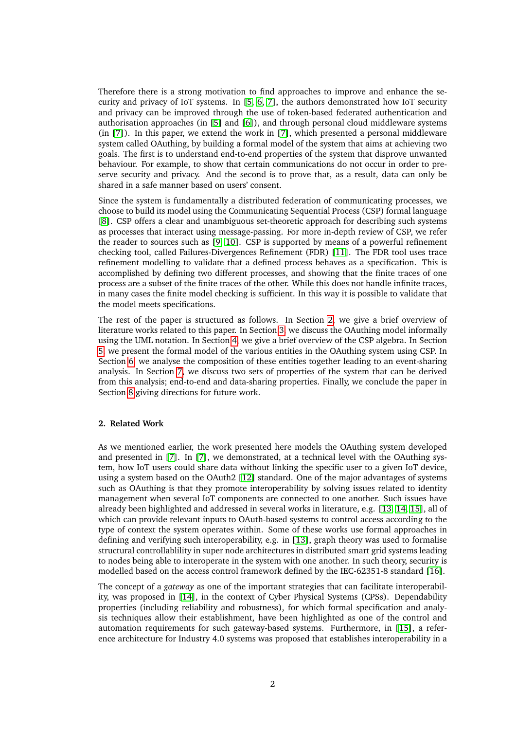Therefore there is a strong motivation to find approaches to improve and enhance the security and privacy of IoT systems. In [5, 6, 7], the authors demonstrated how IoT security and privacy can be improved through the use of token-based federated authentication and authorisation approaches (in [5] and [6]), and through personal cloud middleware systems (in [7]). In this paper, we extend the work in [7], which presented a personal middleware system called OAuthing, by building a formal model of the system that aims at achieving two goals. The first is to understand end-to-end properties of the system that disprove unwanted behaviour. For example, to show that certain communications do not occur in order to preserve security and privacy. And the second is to prove that, as a result, data can only be shared in a safe manner based on users' consent.

Since the system is fundamentally a distributed federation of communicating processes, we choose to build its model using the Communicating Sequential Process (CSP) formal language [8]. CSP offers a clear and unambiguous set-theoretic approach for describing such systems as processes that interact using message-passing. For more in-depth review of CSP, we refer the reader to sources such as [9, 10]. CSP is supported by means of a powerful refinement checking tool, called Failures-Divergences Refinement (FDR) [11]. The FDR tool uses trace refinement modelling to validate that a defined process behaves as a specification. This is accomplished by defining two different processes, and showing that the finite traces of one process are a subset of the finite traces of the other. While this does not handle infinite traces, in many cases the finite model checking is sufficient. In this way it is possible to validate that the model meets specifications.

The rest of the paper is structured as follows. In Section 2, we give a brief overview of literature works related to this paper. In Section 3, we discuss the OAuthing model informally using the UML notation. In Section 4, we give a brief overview of the CSP algebra. In Section 5, we present the formal model of the various entities in the OAuthing system using CSP. In Section 6, we analyse the composition of these entities together leading to an event-sharing analysis. In Section 7, we discuss two sets of properties of the system that can be derived from this analysis; end-to-end and data-sharing properties. Finally, we conclude the paper in Section 8 giving directions for future work.

## 2. Related Work

As we mentioned earlier, the work presented here models the OAuthing system developed and presented in [7]. In [7], we demonstrated, at a technical level with the OAuthing system, how IoT users could share data without linking the specific user to a given IoT device, using a system based on the OAuth2 [12] standard. One of the major advantages of systems such as OAuthing is that they promote interoperability by solving issues related to identity management when several IoT components are connected to one another. Such issues have already been highlighted and addressed in several works in literature, e.g. [13, 14, 15], all of which can provide relevant inputs to OAuth-based systems to control access according to the type of context the system operates within. Some of these works use formal approaches in defining and verifying such interoperability, e.g. in [13], graph theory was used to formalise structural controllablility in super node architectures in distributed smart grid systems leading to nodes being able to interoperate in the system with one another. In such theory, security is modelled based on the access control framework defined by the IEC-62351-8 standard [16].

The concept of a *gateway* as one of the important strategies that can facilitate interoperability, was proposed in [14], in the context of Cyber Physical Systems (CPSs). Dependability properties (including reliability and robustness), for which formal specification and analysis techniques allow their establishment, have been highlighted as one of the control and automation requirements for such gateway-based systems. Furthermore, in [15], a reference architecture for Industry 4.0 systems was proposed that establishes interoperability in a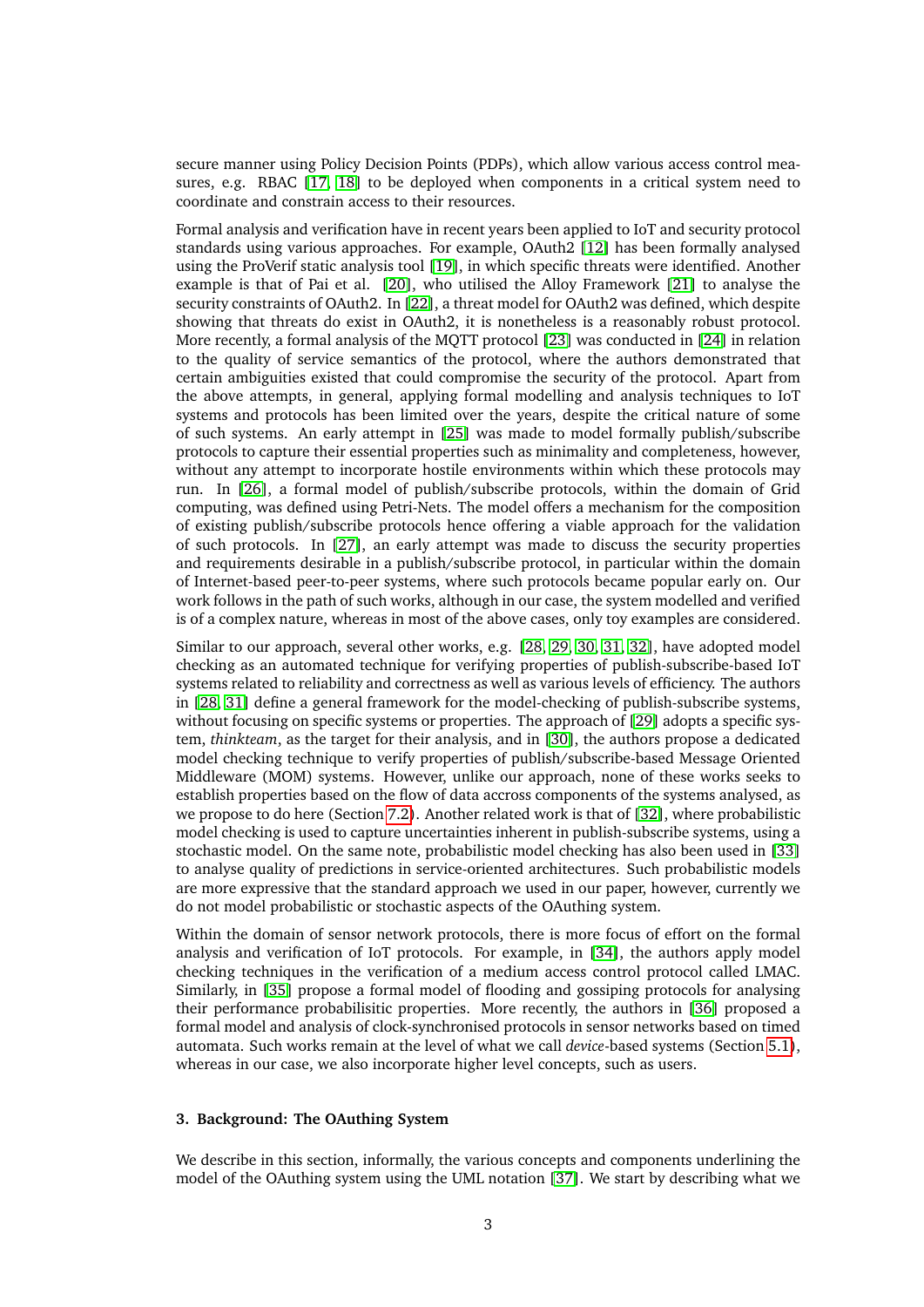secure manner using Policy Decision Points (PDPs), which allow various access control measures, e.g. RBAC [17, 18] to be deployed when components in a critical system need to coordinate and constrain access to their resources.

Formal analysis and verification have in recent years been applied to IoT and security protocol standards using various approaches. For example, OAuth2 [12] has been formally analysed using the ProVerif static analysis tool [19], in which specific threats were identified. Another example is that of Pai et al. [20], who utilised the Alloy Framework [21] to analyse the security constraints of OAuth2. In [22], a threat model for OAuth2 was defined, which despite showing that threats do exist in OAuth2, it is nonetheless is a reasonably robust protocol. More recently, a formal analysis of the MQTT protocol [23] was conducted in [24] in relation to the quality of service semantics of the protocol, where the authors demonstrated that certain ambiguities existed that could compromise the security of the protocol. Apart from the above attempts, in general, applying formal modelling and analysis techniques to IoT systems and protocols has been limited over the years, despite the critical nature of some of such systems. An early attempt in [25] was made to model formally publish/subscribe protocols to capture their essential properties such as minimality and completeness, however, without any attempt to incorporate hostile environments within which these protocols may run. In [26], a formal model of publish/subscribe protocols, within the domain of Grid computing, was defined using Petri-Nets. The model offers a mechanism for the composition of existing publish/subscribe protocols hence offering a viable approach for the validation of such protocols. In [27], an early attempt was made to discuss the security properties and requirements desirable in a publish/subscribe protocol, in particular within the domain of Internet-based peer-to-peer systems, where such protocols became popular early on. Our work follows in the path of such works, although in our case, the system modelled and verified is of a complex nature, whereas in most of the above cases, only toy examples are considered.

Similar to our approach, several other works, e.g. [28, 29, 30, 31, 32], have adopted model checking as an automated technique for verifying properties of publish-subscribe-based IoT systems related to reliability and correctness as well as various levels of efficiency. The authors in [28, 31] define a general framework for the model-checking of publish-subscribe systems, without focusing on specific systems or properties. The approach of [29] adopts a specific system, *thinkteam*, as the target for their analysis, and in [30], the authors propose a dedicated model checking technique to verify properties of publish/subscribe-based Message Oriented Middleware (MOM) systems. However, unlike our approach, none of these works seeks to establish properties based on the flow of data accross components of the systems analysed, as we propose to do here (Section 7.2). Another related work is that of [32], where probabilistic model checking is used to capture uncertainties inherent in publish-subscribe systems, using a stochastic model. On the same note, probabilistic model checking has also been used in [33] to analyse quality of predictions in service-oriented architectures. Such probabilistic models are more expressive that the standard approach we used in our paper, however, currently we do not model probabilistic or stochastic aspects of the OAuthing system.

Within the domain of sensor network protocols, there is more focus of effort on the formal analysis and verification of IoT protocols. For example, in [34], the authors apply model checking techniques in the verification of a medium access control protocol called LMAC. Similarly, in [35] propose a formal model of flooding and gossiping protocols for analysing their performance probabilisitic properties. More recently, the authors in [36] proposed a formal model and analysis of clock-synchronised protocols in sensor networks based on timed automata. Such works remain at the level of what we call *device*-based systems (Section 5.1), whereas in our case, we also incorporate higher level concepts, such as users.

### 3. Background: The OAuthing System

We describe in this section, informally, the various concepts and components underlining the model of the OAuthing system using the UML notation [37]. We start by describing what we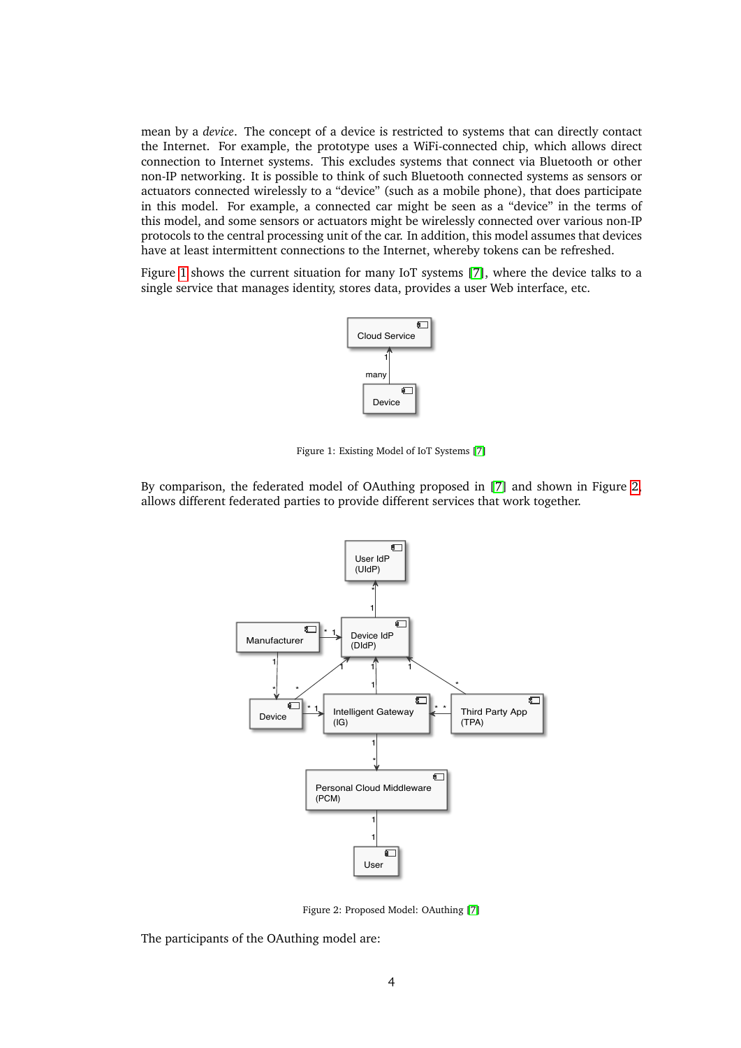mean by a *device*. The concept of a device is restricted to systems that can directly contact the Internet. For example, the prototype uses a WiFi-connected chip, which allows direct connection to Internet systems. This excludes systems that connect via Bluetooth or other non-IP networking. It is possible to think of such Bluetooth connected systems as sensors or actuators connected wirelessly to a "device" (such as a mobile phone), that does participate in this model. For example, a connected car might be seen as a "device" in the terms of this model, and some sensors or actuators might be wirelessly connected over various non-IP protocols to the central processing unit of the car. In addition, this model assumes that devices have at least intermittent connections to the Internet, whereby tokens can be refreshed.

Figure 1 shows the current situation for many IoT systems [7], where the device talks to a single service that manages identity, stores data, provides a user Web interface, etc.

Figure 1: Existing Model of IoT Systems [7]

By comparison, the federated model of OAuthing proposed in [7] and shown in Figure 2 allows different federated parties to provide different services that work together.

Figure 2: Proposed Model: OAuthing [7]

The participants of the OAuthing model are: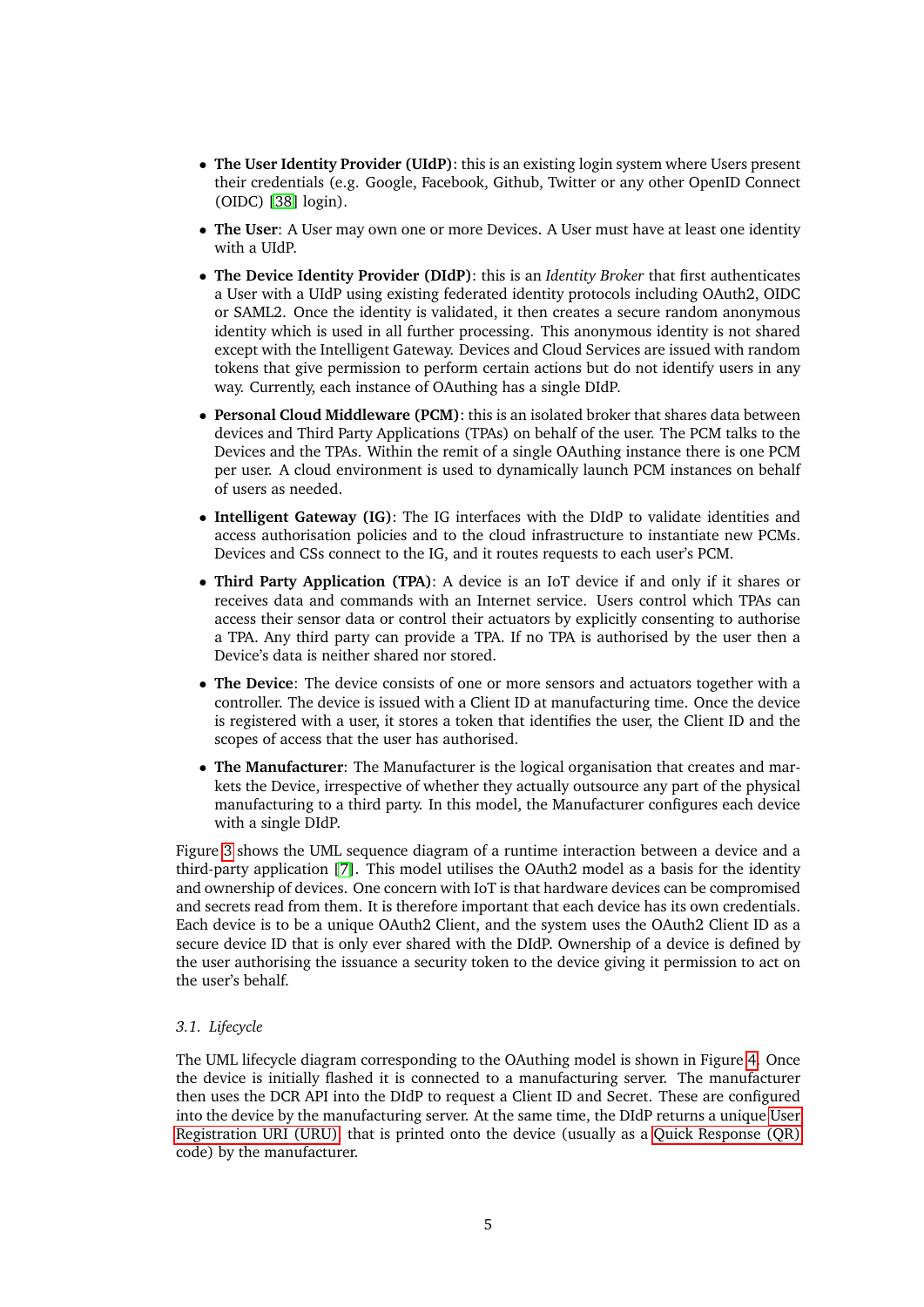- **The User Identity Provider (UIdP)**: this is an existing login system where Users present their credentials (e.g. Google, Facebook, Github, Twitter or any other OpenID Connect (OIDC) [38] login).
- **The User**: A User may own one or more Devices. A User must have at least one identity with a UIdP.
- **The Device Identity Provider (DIdP)**: this is an *Identity Broker* that first authenticates a User with a UIdP using existing federated identity protocols including OAuth2, OIDC or SAML2. Once the identity is validated, it then creates a secure random anonymous identity which is used in all further processing. This anonymous identity is not shared except with the Intelligent Gateway. Devices and Cloud Services are issued with random tokens that give permission to perform certain actions but do not identify users in any way. Currently, each instance of OAuthing has a single DIdP.
- **Personal Cloud Middleware (PCM)**: this is an isolated broker that shares data between devices and Third Party Applications (TPAs) on behalf of the user. The PCM talks to the Devices and the TPAs. Within the remit of a single OAuthing instance there is one PCM per user. A cloud environment is used to dynamically launch PCM instances on behalf of users as needed.
- **Intelligent Gateway (IG)**: The IG interfaces with the DIdP to validate identities and access authorisation policies and to the cloud infrastructure to instantiate new PCMs. Devices and CSs connect to the IG, and it routes requests to each user's PCM.
- **Third Party Application (TPA)**: A device is an IoT device if and only if it shares or receives data and commands with an Internet service. Users control which TPAs can access their sensor data or control their actuators by explicitly consenting to authorise a TPA. Any third party can provide a TPA. If no TPA is authorised by the user then a Device's data is neither shared nor stored.
- **The Device**: The device consists of one or more sensors and actuators together with a controller. The device is issued with a Client ID at manufacturing time. Once the device is registered with a user, it stores a token that identifies the user, the Client ID and the scopes of access that the user has authorised.
- **The Manufacturer**: The Manufacturer is the logical organisation that creates and markets the Device, irrespective of whether they actually outsource any part of the physical manufacturing to a third party. In this model, the Manufacturer configures each device with a single DIdP.

Figure 3 shows the UML sequence diagram of a runtime interaction between a device and a third-party application [7]. This model utilises the OAuth2 model as a basis for the identity and ownership of devices. One concern with IoT is that hardware devices can be compromised and secrets read from them. It is therefore important that each device has its own credentials. Each device is to be a unique OAuth2 Client, and the system uses the OAuth2 Client ID as a secure device ID that is only ever shared with the DIdP. Ownership of a device is defined by the user authorising the issuance a security token to the device giving it permission to act on the user's behalf.

### *3.1. Lifecycle*

The UML lifecycle diagram corresponding to the OAuthing model is shown in Figure 4. Once the device is initially flashed it is connected to a manufacturing server. The manufacturer then uses the DCR API into the DIdP to request a Client ID and Secret. These are configured into the device by the manufacturing server. At the same time, the DIdP returns a unique User Registration URI (URU) that is printed onto the device (usually as a Quick Response (QR) code) by the manufacturer.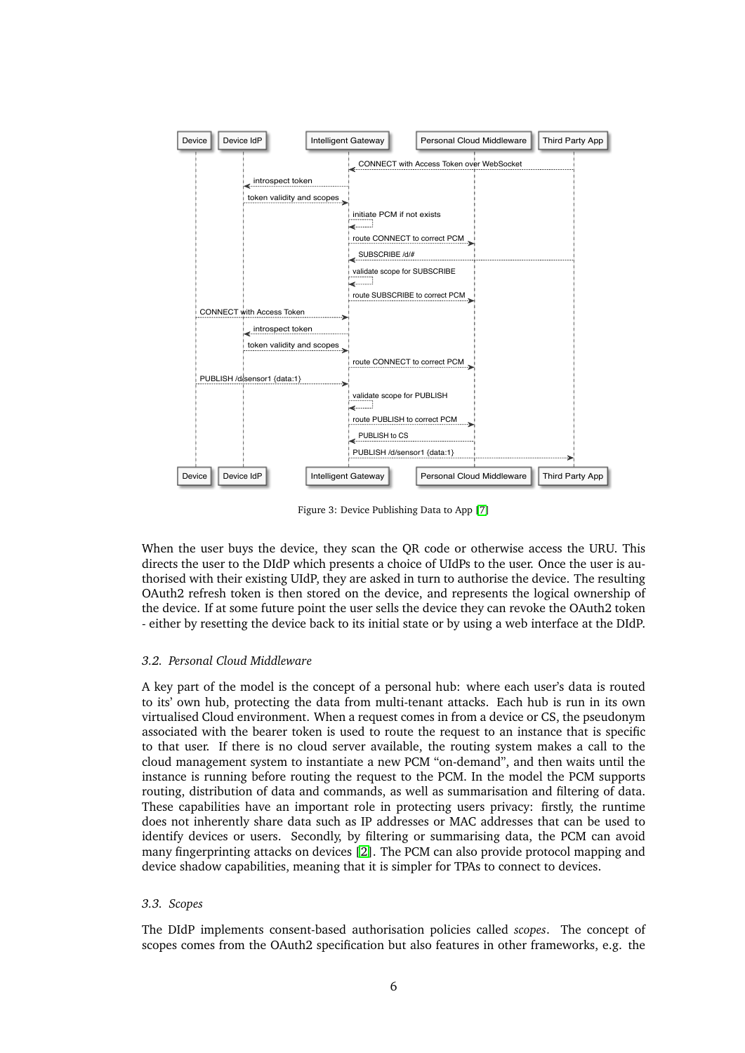Figure 3: Device Publishing Data to App [7]

When the user buys the device, they scan the QR code or otherwise access the URU. This directs the user to the DIdP which presents a choice of UIdPs to the user. Once the user is authorised with their existing UIdP, they are asked in turn to authorise the device. The resulting OAuth2 refresh token is then stored on the device, and represents the logical ownership of the device. If at some future point the user sells the device they can revoke the OAuth2 token - either by resetting the device back to its initial state or by using a web interface at the DIdP.

### *3.2. Personal Cloud Middleware*

A key part of the model is the concept of a personal hub: where each user's data is routed to its' own hub, protecting the data from multi-tenant attacks. Each hub is run in its own virtualised Cloud environment. When a request comes in from a device or CS, the pseudonym associated with the bearer token is used to route the request to an instance that is specific to that user. If there is no cloud server available, the routing system makes a call to the cloud management system to instantiate a new PCM "on-demand", and then waits until the instance is running before routing the request to the PCM. In the model the PCM supports routing, distribution of data and commands, as well as summarisation and filtering of data. These capabilities have an important role in protecting users privacy: firstly, the runtime does not inherently share data such as IP addresses or MAC addresses that can be used to identify devices or users. Secondly, by filtering or summarising data, the PCM can avoid many fingerprinting attacks on devices [2]. The PCM can also provide protocol mapping and device shadow capabilities, meaning that it is simpler for TPAs to connect to devices.

### *3.3. Scopes*

The DIdP implements consent-based authorisation policies called *scopes*. The concept of scopes comes from the OAuth2 specification but also features in other frameworks, e.g. the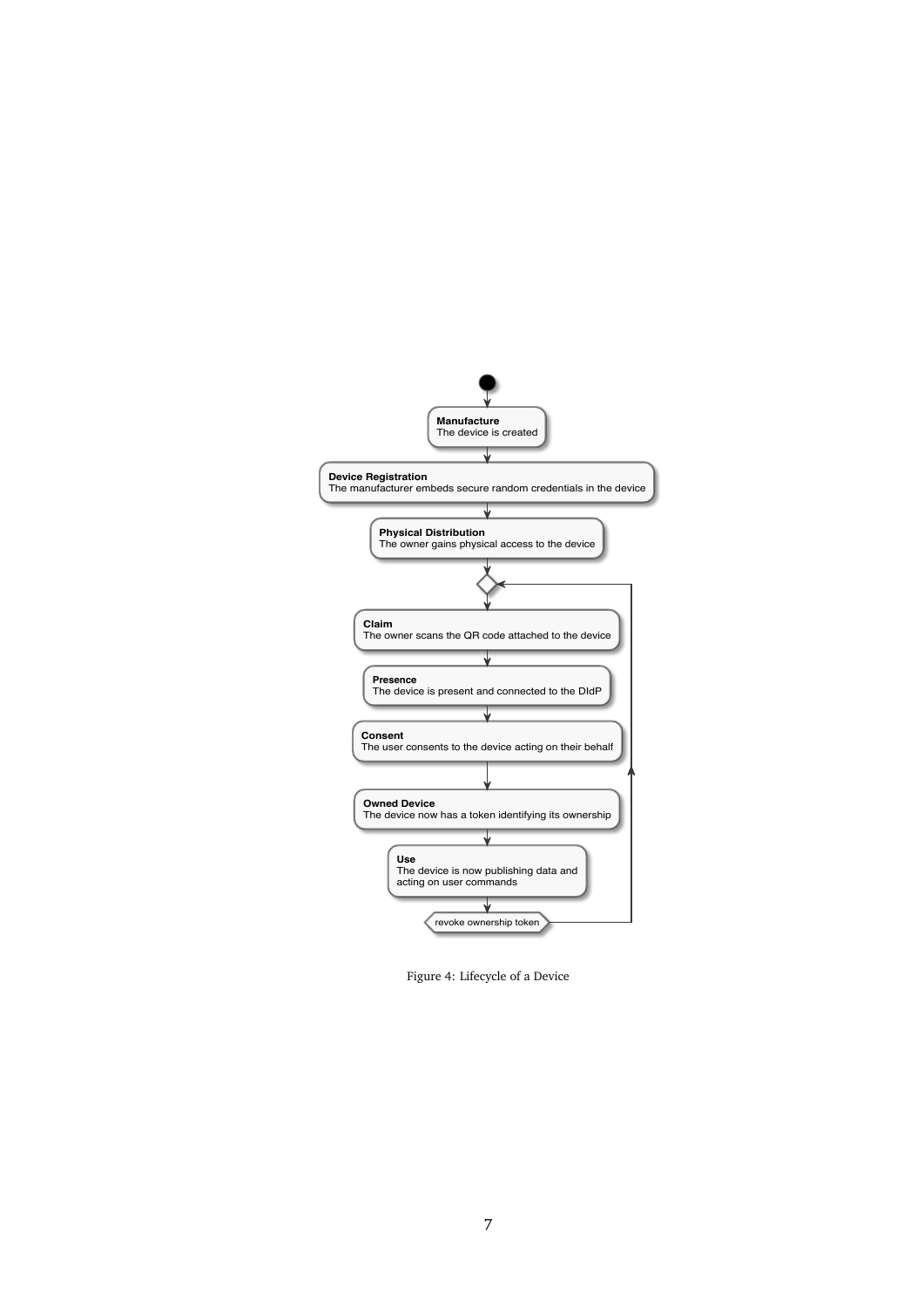**Manufacture**
The device is created

**Device Registration**
The manufacturer embeds secure random credentials in the device

**Physical Distribution**
The owner gains physical access to the device

**Claim**
The owner scans the QR code attached to the device

**Presence**
The device is present and connected to the DIdP

**Consent**
The user consents to the device acting on their behalf

**Owned Device**
The device now has a token identifying its ownership

**Use**
The device is now publishing data and acting on user commands

revoke ownership token

Figure 4: Lifecycle of a Device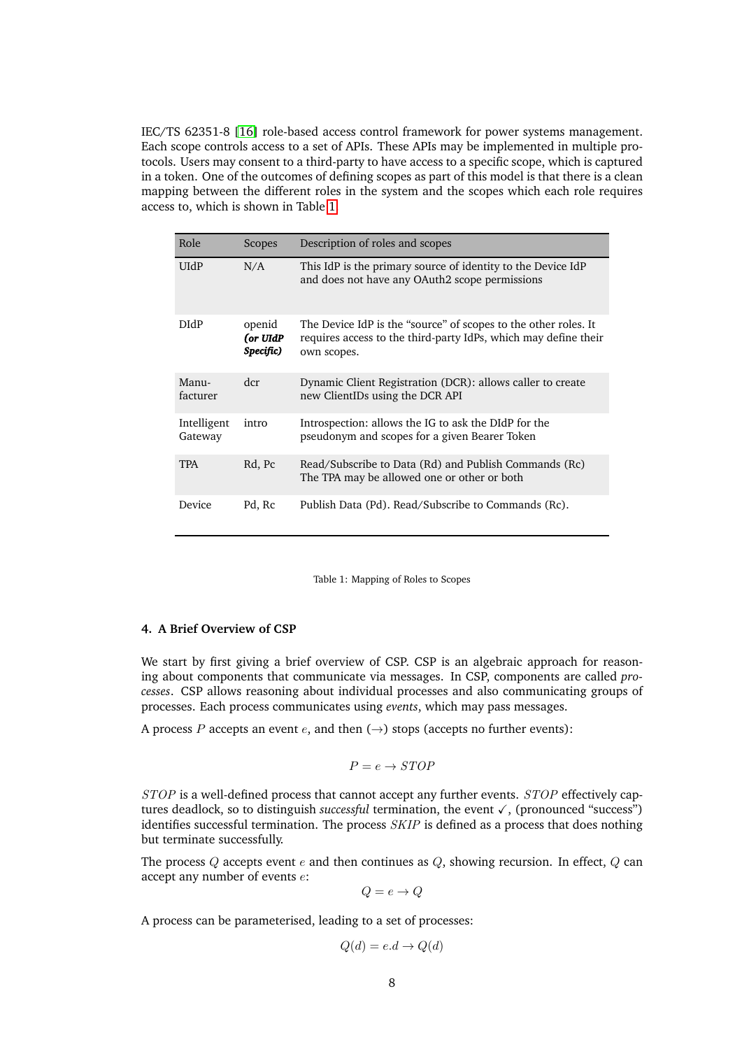IEC/TS 62351-8 [16] role-based access control framework for power systems management. Each scope controls access to a set of APIs. These APIs may be implemented in multiple protocols. Users may consent to a third-party to have access to a specific scope, which is captured in a token. One of the outcomes of defining scopes as part of this model is that there is a clean mapping between the different roles in the system and the scopes which each role requires access to, which is shown in Table 1

| Role | Scopes | Description of roles and scopes |
|---|---|---|
| UIdP | N/A | This IdP is the primary source of identity to the Device IdP and does not have any OAuth2 scope permissions |
| DIdP | openid ***(or UIdP Specific)*** | The Device IdP is the "source" of scopes to the other roles. It requires access to the third-party IdPs, which may define their own scopes. |
| Manufacturer | dcr | Dynamic Client Registration (DCR): allows caller to create new ClientIDs using the DCR API |
| Intelligent Gateway | intro | Introspection: allows the IG to ask the DIdP for the pseudonym and scopes for a given Bearer Token |
| TPA | Rd, Pc | Read/Subscribe to Data (Rd) and Publish Commands (Rc) The TPA may be allowed one or other or both |
| Device | Pd, Rc | Publish Data (Pd). Read/Subscribe to Commands (Rc). |

Table 1: Mapping of Roles to Scopes

## 4. A Brief Overview of CSP

We start by first giving a brief overview of CSP. CSP is an algebraic approach for reasoning about components that communicate via messages. In CSP, components are called *processes*. CSP allows reasoning about individual processes and also communicating groups of processes. Each process communicates using *events*, which may pass messages.

A process $P$ accepts an event $e$, and then ($\rightarrow$) stops (accepts no further events):

$$P = e \rightarrow STOP$$

$STOP$ is a well-defined process that cannot accept any further events. $STOP$ effectively captures deadlock, so to distinguish *successful* termination, the event $\checkmark$, (pronounced "success") identifies successful termination. The process $SKIP$ is defined as a process that does nothing but terminate successfully.

The process $Q$ accepts event $e$ and then continues as $Q$, showing recursion. In effect, $Q$ can accept any number of events $e$:

$$Q = e \rightarrow Q$$

A process can be parameterised, leading to a set of processes:

$$Q(d) = e.d \rightarrow Q(d)$$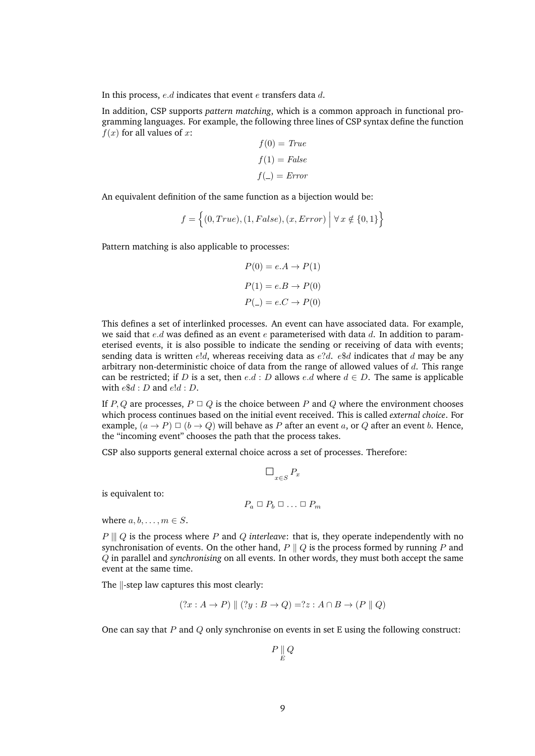In this process, $e.d$ indicates that event $e$ transfers data $d$.

In addition, CSP supports *pattern matching*, which is a common approach in functional programming languages. For example, the following three lines of CSP syntax define the function $f(x)$ for all values of $x$:

$$f(0) = \mathit{True}$$

$$f(1) = \mathit{False}$$

$$f(\_) = \mathit{Error}$$

An equivalent definition of the same function as a bijection would be:

$$f = \Big\{(0, True), (1, False), (x, Error) \;\Big|\; \forall\, x \notin \{0, 1\}\Big\}$$

Pattern matching is also applicable to processes:

$$P(0) = e.A \rightarrow P(1)$$

$$P(1) = e.B \rightarrow P(0)$$

$$P(\_) = e.C \rightarrow P(0)$$

This defines a set of interlinked processes. An event can have associated data. For example, we said that $e.d$ was defined as an event $e$ parameterised with data $d$. In addition to parameterised events, it is also possible to indicate the sending or receiving of data with events; sending data is written $e!d$, whereas receiving data as $e?d$. $e\$d$ indicates that $d$ may be any arbitrary non-deterministic choice of data from the range of allowed values of $d$. This range can be restricted; if $D$ is a set, then $e.d : D$ allows $e.d$ where $d \in D$. The same is applicable with $e\$d : D$ and $e!d : D$.

If $P, Q$ are processes, $P \mathrel{\Box} Q$ is the choice between $P$ and $Q$ where the environment chooses which process continues based on the initial event received. This is called *external choice*. For example, $(a \rightarrow P) \mathrel{\Box} (b \rightarrow Q)$ will behave as $P$ after an event $a$, or $Q$ after an event $b$. Hence, the "incoming event" chooses the path that the process takes.

CSP also supports general external choice across a set of processes. Therefore:

$$\Box_{x \in S} P_x$$

is equivalent to:

$$P_a \mathrel{\Box} P_b \mathrel{\Box} \ldots \mathrel{\Box} P_m$$

where $a, b, \ldots, m \in S$.

$P \mathrel{|||} Q$ is the process where $P$ and $Q$ *interleave*: that is, they operate independently with no synchronisation of events. On the other hand, $P \parallel Q$ is the process formed by running $P$ and $Q$ in parallel and *synchronising* on all events. In other words, they must both accept the same event at the same time.

The $\parallel$-step law captures this most clearly:

$$(?x : A \rightarrow P) \parallel (?y : B \rightarrow Q) = ?z : A \cap B \rightarrow (P \parallel Q)$$

One can say that $P$ and $Q$ only synchronise on events in set E using the following construct:

$$P \underset{E}{\parallel} Q$$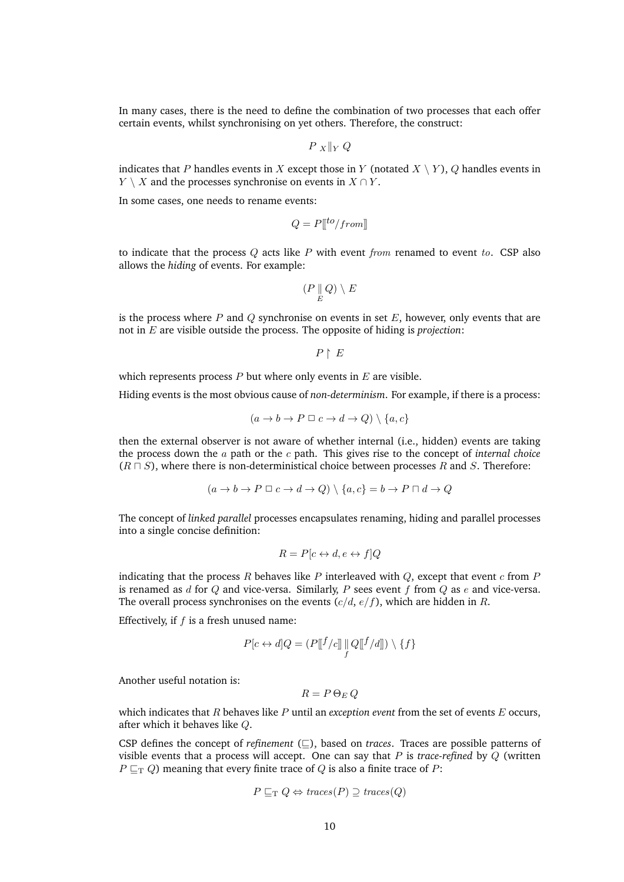In many cases, there is the need to define the combination of two processes that each offer certain events, whilst synchronising on yet others. Therefore, the construct:

$$P \;{}_X\|_Y\; Q$$

indicates that $P$ handles events in $X$ except those in $Y$ (notated $X \setminus Y$), $Q$ handles events in $Y \setminus X$ and the processes synchronise on events in $X \cap Y$.

In some cases, one needs to rename events:

$$Q = P[\![{}^{to}/{}_{from}]\!]$$

to indicate that the process $Q$ acts like $P$ with event $from$ renamed to event $to$. CSP also allows the *hiding* of events. For example:

$$(P \underset{E}{\|} Q) \setminus E$$

is the process where $P$ and $Q$ synchronise on events in set $E$, however, only events that are not in $E$ are visible outside the process. The opposite of hiding is *projection*:

$$P \upharpoonright E$$

which represents process $P$ but where only events in $E$ are visible.

Hiding events is the most obvious cause of *non-determinism*. For example, if there is a process:

$$(a \to b \to P \;\Box\; c \to d \to Q) \setminus \{a, c\}$$

then the external observer is not aware of whether internal (i.e., hidden) events are taking the process down the $a$ path or the $c$ path. This gives rise to the concept of *internal choice* ($R \sqcap S$), where there is non-deterministical choice between processes $R$ and $S$. Therefore:

$$(a \to b \to P \;\Box\; c \to d \to Q) \setminus \{a, c\} = b \to P \sqcap d \to Q$$

The concept of *linked parallel* processes encapsulates renaming, hiding and parallel processes into a single concise definition:

$$R = P[c \leftrightarrow d, e \leftrightarrow f]Q$$

indicating that the process $R$ behaves like $P$ interleaved with $Q$, except that event $c$ from $P$ is renamed as $d$ for $Q$ and vice-versa. Similarly, $P$ sees event $f$ from $Q$ as $e$ and vice-versa. The overall process synchronises on the events ($c/d$, $e/f$), which are hidden in $R$.

Effectively, if $f$ is a fresh unused name:

$$P[c \leftrightarrow d]Q = (P[\![{}^{f}/{}_{c}]\!] \underset{f}{\|} Q[\![{}^{f}/{}_{d}]\!]) \setminus \{f\}$$

Another useful notation is:

$$R = P \,\Theta_E\, Q$$

which indicates that $R$ behaves like $P$ until an *exception event* from the set of events $E$ occurs, after which it behaves like $Q$.

CSP defines the concept of *refinement* ($\sqsubseteq$), based on *traces*. Traces are possible patterns of visible events that a process will accept. One can say that $P$ is *trace-refined* by $Q$ (written $P \sqsubseteq_{\mathrm{T}} Q$) meaning that every finite trace of $Q$ is also a finite trace of $P$:

$$P \sqsubseteq_{\mathrm{T}} Q \Leftrightarrow traces(P) \supseteq traces(Q)$$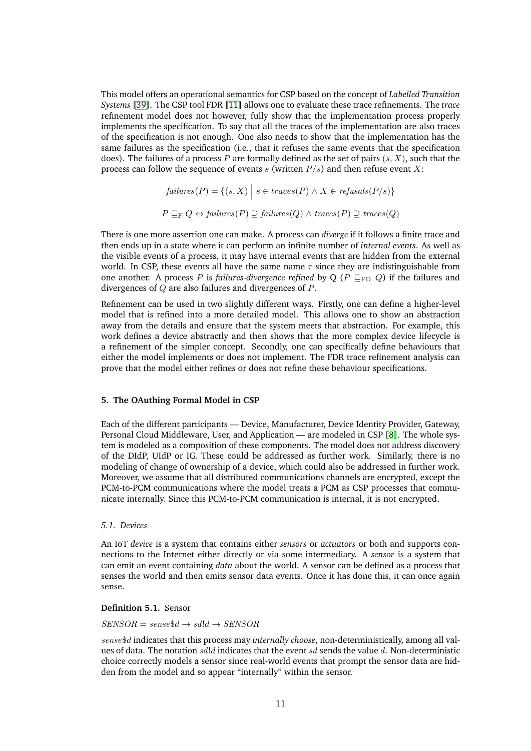This model offers an operational semantics for CSP based on the concept of *Labelled Transition Systems* [39]. The CSP tool FDR [11] allows one to evaluate these trace refinements. The *trace* refinement model does not however, fully show that the implementation process properly implements the specification. To say that all the traces of the implementation are also traces of the specification is not enough. One also needs to show that the implementation has the same failures as the specification (i.e., that it refuses the same events that the specification does). The failures of a process $P$ are formally defined as the set of pairs $(s, X)$, such that the process can follow the sequence of events $s$ (written $P/s$) and then refuse event $X$:

$$failures(P) = \{(s, X) \,\Big|\, s \in traces(P) \wedge X \in refusals(P/s)\}$$

$$P \sqsubseteq_{\mathrm{F}} Q \Leftrightarrow failures(P) \supseteq failures(Q) \wedge traces(P) \supseteq traces(Q)$$

There is one more assertion one can make. A process can *diverge* if it follows a finite trace and then ends up in a state where it can perform an infinite number of *internal events*. As well as the visible events of a process, it may have internal events that are hidden from the external world. In CSP, these events all have the same name $\tau$ since they are indistinguishable from one another. A process $P$ is *failures-divergence refined* by Q ($P \sqsubseteq_{\mathrm{FD}} Q$) if the failures and divergences of $Q$ are also failures and divergences of $P$.

Refinement can be used in two slightly different ways. Firstly, one can define a higher-level model that is refined into a more detailed model. This allows one to show an abstraction away from the details and ensure that the system meets that abstraction. For example, this work defines a device abstractly and then shows that the more complex device lifecycle is a refinement of the simpler concept. Secondly, one can specifically define behaviours that either the model implements or does not implement. The FDR trace refinement analysis can prove that the model either refines or does not refine these behaviour specifications.

## 5. The OAuthing Formal Model in CSP

Each of the different participants — Device, Manufacturer, Device Identity Provider, Gateway, Personal Cloud Middleware, User, and Application — are modeled in CSP [8]. The whole system is modeled as a composition of these components. The model does not address discovery of the DIdP, UIdP or IG. These could be addressed as further work. Similarly, there is no modeling of change of ownership of a device, which could also be addressed in further work. Moreover, we assume that all distributed communications channels are encrypted, except the PCM-to-PCM communications where the model treats a PCM as CSP processes that communicate internally. Since this PCM-to-PCM communication is internal, it is not encrypted.

### *5.1. Devices*

An IoT *device* is a system that contains either *sensors* or *actuators* or both and supports connections to the Internet either directly or via some intermediary. A *sensor* is a system that can emit an event containing *data* about the world. A sensor can be defined as a process that senses the world and then emits sensor data events. Once it has done this, it can once again sense.

**Definition 5.1.** Sensor

$SENSOR = sense\$d \rightarrow sd!d \rightarrow SENSOR$

$sense\$d$ indicates that this process may *internally choose*, non-deterministically, among all values of data. The notation $sd!d$ indicates that the event $sd$ sends the value $d$. Non-deterministic choice correctly models a sensor since real-world events that prompt the sensor data are hidden from the model and so appear "internally" within the sensor.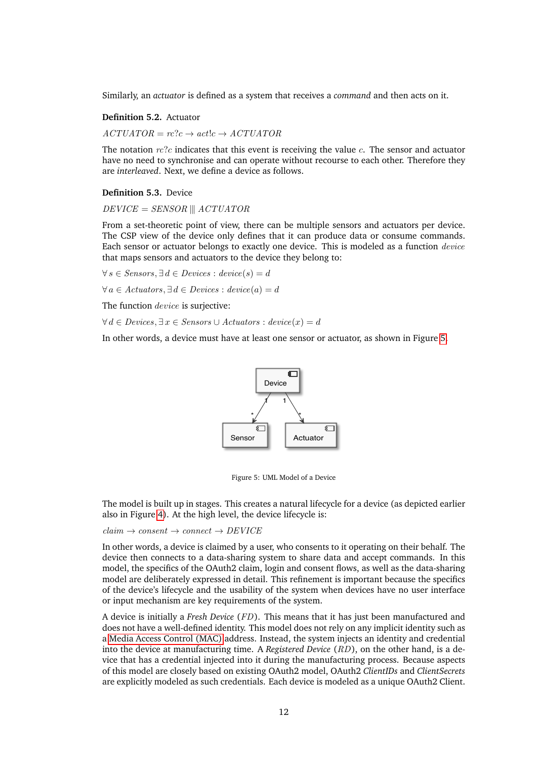Similarly, an *actuator* is defined as a system that receives a *command* and then acts on it.

**Definition 5.2.** Actuator

$ACTUATOR = rc?c \rightarrow act!c \rightarrow ACTUATOR$

The notation $rc?c$ indicates that this event is receiving the value $c$. The sensor and actuator have no need to synchronise and can operate without recourse to each other. Therefore they are *interleaved*. Next, we define a device as follows.

**Definition 5.3.** Device

$DEVICE = SENSOR \mid\mid\mid ACTUATOR$

From a set-theoretic point of view, there can be multiple sensors and actuators per device. The CSP view of the device only defines that it can produce data or consume commands. Each sensor or actuator belongs to exactly one device. This is modeled as a function $device$ that maps sensors and actuators to the device they belong to:

$\forall\, s \in Sensors, \exists\, d \in Devices : device(s) = d$

$\forall\, a \in Actuators, \exists\, d \in Devices : device(a) = d$

The function $device$ is surjective:

$\forall\, d \in Devices, \exists\, x \in Sensors \cup Actuators : device(x) = d$

In other words, a device must have at least one sensor or actuator, as shown in Figure 5.

Figure 5: UML Model of a Device

The model is built up in stages. This creates a natural lifecycle for a device (as depicted earlier also in Figure 4). At the high level, the device lifecycle is:

$claim \rightarrow consent \rightarrow connect \rightarrow DEVICE$

In other words, a device is claimed by a user, who consents to it operating on their behalf. The device then connects to a data-sharing system to share data and accept commands. In this model, the specifics of the OAuth2 claim, login and consent flows, as well as the data-sharing model are deliberately expressed in detail. This refinement is important because the specifics of the device's lifecycle and the usability of the system when devices have no user interface or input mechanism are key requirements of the system.

A device is initially a *Fresh Device* $(FD)$. This means that it has just been manufactured and does not have a well-defined identity. This model does not rely on any implicit identity such as a Media Access Control (MAC) address. Instead, the system injects an identity and credential into the device at manufacturing time. A *Registered Device* $(RD)$, on the other hand, is a device that has a credential injected into it during the manufacturing process. Because aspects of this model are closely based on existing OAuth2 model, OAuth2 *ClientIDs* and *ClientSecrets* are explicitly modeled as such credentials. Each device is modeled as a unique OAuth2 Client.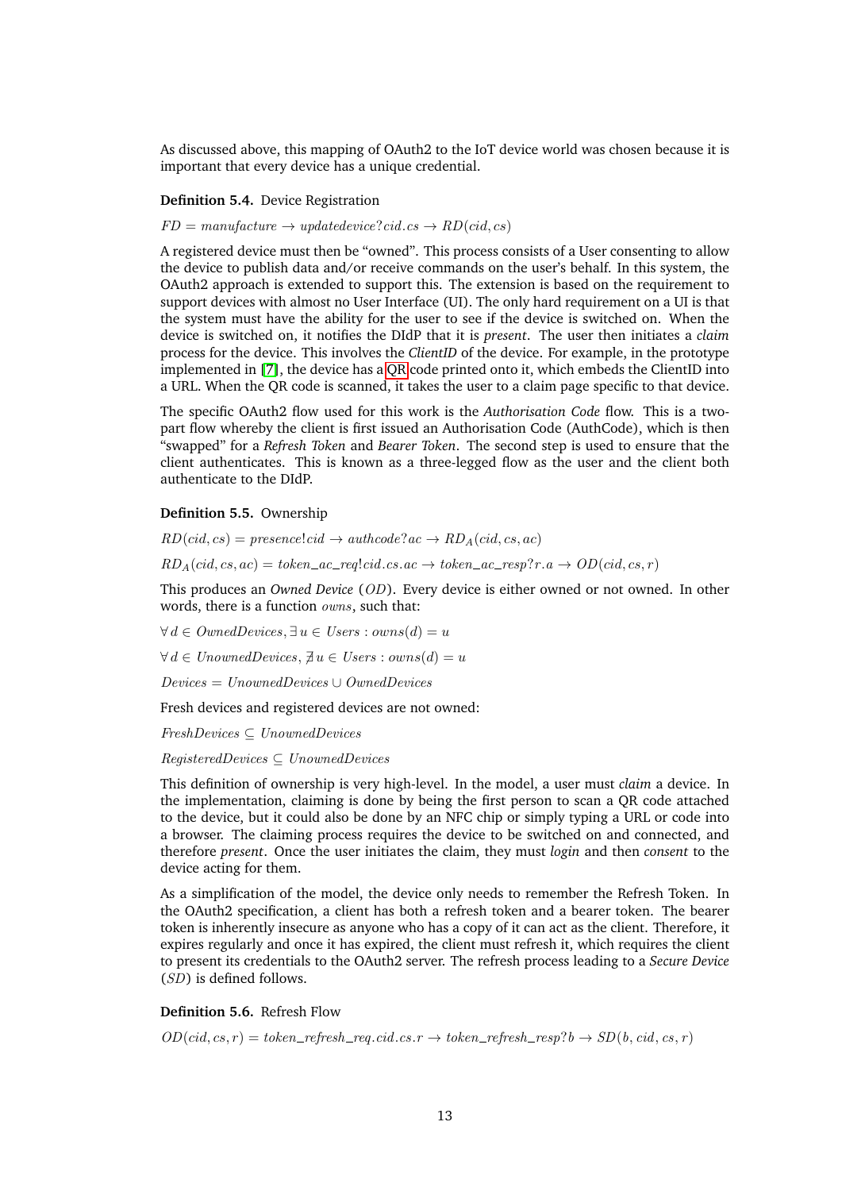As discussed above, this mapping of OAuth2 to the IoT device world was chosen because it is important that every device has a unique credential.

**Definition 5.4.** Device Registration

$FD = manufacture \rightarrow updatedevice?cid.cs \rightarrow RD(cid, cs)$

A registered device must then be "owned". This process consists of a User consenting to allow the device to publish data and/or receive commands on the user's behalf. In this system, the OAuth2 approach is extended to support this. The extension is based on the requirement to support devices with almost no User Interface (UI). The only hard requirement on a UI is that the system must have the ability for the user to see if the device is switched on. When the device is switched on, it notifies the DIdP that it is *present*. The user then initiates a *claim* process for the device. This involves the *ClientID* of the device. For example, in the prototype implemented in [7], the device has a QR code printed onto it, which embeds the ClientID into a URL. When the QR code is scanned, it takes the user to a claim page specific to that device.

The specific OAuth2 flow used for this work is the *Authorisation Code* flow. This is a two-part flow whereby the client is first issued an Authorisation Code (AuthCode), which is then "swapped" for a *Refresh Token* and *Bearer Token*. The second step is used to ensure that the client authenticates. This is known as a three-legged flow as the user and the client both authenticate to the DIdP.

**Definition 5.5.** Ownership

$RD(cid, cs) = presence!cid \rightarrow authcode?ac \rightarrow RD_A(cid, cs, ac)$

$RD_A(cid, cs, ac) = token\_ac\_req!cid.cs.ac \rightarrow token\_ac\_resp?r.a \rightarrow OD(cid, cs, r)$

This produces an *Owned Device* ($OD$). Every device is either owned or not owned. In other words, there is a function $owns$, such that:

$\forall\, d \in OwnedDevices, \exists\, u \in Users : owns(d) = u$

$\forall\, d \in UnownedDevices, \nexists\, u \in Users : owns(d) = u$

$Devices = UnownedDevices \cup OwnedDevices$

Fresh devices and registered devices are not owned:

$FreshDevices \subseteq UnownedDevices$

$RegisteredDevices \subseteq UnownedDevices$

This definition of ownership is very high-level. In the model, a user must *claim* a device. In the implementation, claiming is done by being the first person to scan a QR code attached to the device, but it could also be done by an NFC chip or simply typing a URL or code into a browser. The claiming process requires the device to be switched on and connected, and therefore *present*. Once the user initiates the claim, they must *login* and then *consent* to the device acting for them.

As a simplification of the model, the device only needs to remember the Refresh Token. In the OAuth2 specification, a client has both a refresh token and a bearer token. The bearer token is inherently insecure as anyone who has a copy of it can act as the client. Therefore, it expires regularly and once it has expired, the client must refresh it, which requires the client to present its credentials to the OAuth2 server. The refresh process leading to a *Secure Device* ($SD$) is defined follows.

**Definition 5.6.** Refresh Flow

$OD(cid, cs, r) = token\_refresh\_req.cid.cs.r \rightarrow token\_refresh\_resp?b \rightarrow SD(b, cid, cs, r)$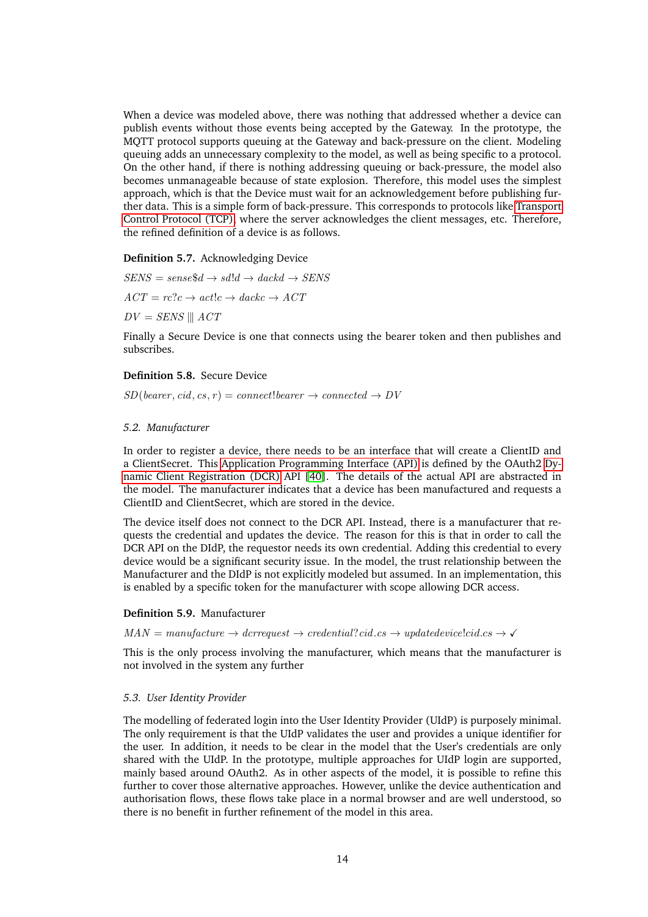When a device was modeled above, there was nothing that addressed whether a device can publish events without those events being accepted by the Gateway. In the prototype, the MQTT protocol supports queuing at the Gateway and back-pressure on the client. Modeling queuing adds an unnecessary complexity to the model, as well as being specific to a protocol. On the other hand, if there is nothing addressing queuing or back-pressure, the model also becomes unmanageable because of state explosion. Therefore, this model uses the simplest approach, which is that the Device must wait for an acknowledgement before publishing further data. This is a simple form of back-pressure. This corresponds to protocols like Transport Control Protocol (TCP), where the server acknowledges the client messages, etc. Therefore, the refined definition of a device is as follows.

**Definition 5.7.** Acknowledging Device

$SENS = sense\$d \rightarrow sd!d \rightarrow dackd \rightarrow SENS$

$ACT = rc?c \rightarrow act!c \rightarrow dackc \rightarrow ACT$

$DV = SENS \; ||| \; ACT$

Finally a Secure Device is one that connects using the bearer token and then publishes and subscribes.

**Definition 5.8.** Secure Device

$SD(bearer, cid, cs, r) = connect!bearer \rightarrow connected \rightarrow DV$

### *5.2. Manufacturer*

In order to register a device, there needs to be an interface that will create a ClientID and a ClientSecret. This Application Programming Interface (API) is defined by the OAuth2 Dynamic Client Registration (DCR) API [40]. The details of the actual API are abstracted in the model. The manufacturer indicates that a device has been manufactured and requests a ClientID and ClientSecret, which are stored in the device.

The device itself does not connect to the DCR API. Instead, there is a manufacturer that requests the credential and updates the device. The reason for this is that in order to call the DCR API on the DIdP, the requestor needs its own credential. Adding this credential to every device would be a significant security issue. In the model, the trust relationship between the Manufacturer and the DIdP is not explicitly modeled but assumed. In an implementation, this is enabled by a specific token for the manufacturer with scope allowing DCR access.

**Definition 5.9.** Manufacturer

$MAN = manufacture \rightarrow dcrrequest \rightarrow credential?cid.cs \rightarrow updatedevice!cid.cs \rightarrow \checkmark$

This is the only process involving the manufacturer, which means that the manufacturer is not involved in the system any further

### *5.3. User Identity Provider*

The modelling of federated login into the User Identity Provider (UIdP) is purposely minimal. The only requirement is that the UIdP validates the user and provides a unique identifier for the user. In addition, it needs to be clear in the model that the User's credentials are only shared with the UIdP. In the prototype, multiple approaches for UIdP login are supported, mainly based around OAuth2. As in other aspects of the model, it is possible to refine this further to cover those alternative approaches. However, unlike the device authentication and authorisation flows, these flows take place in a normal browser and are well understood, so there is no benefit in further refinement of the model in this area.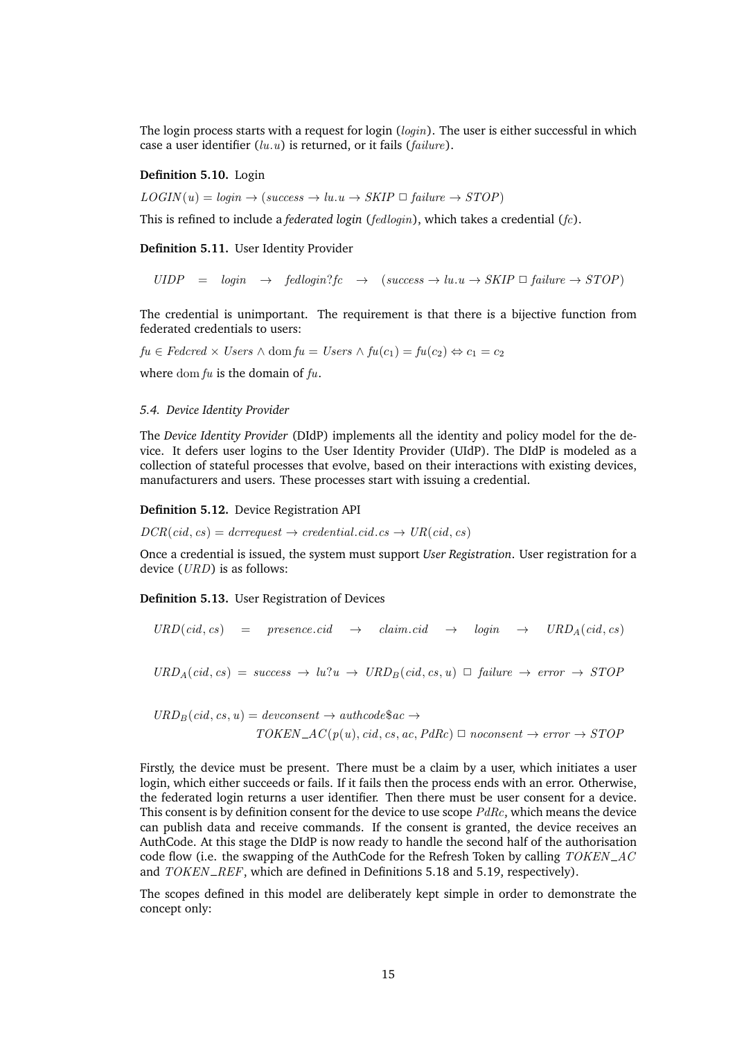The login process starts with a request for login ($login$). The user is either successful in which case a user identifier ($lu.u$) is returned, or it fails ($failure$).

**Definition 5.10.** Login

$LOGIN(u) = login \rightarrow (success \rightarrow lu.u \rightarrow SKIP \,\square\, failure \rightarrow STOP)$

This is refined to include a *federated login* ($fedlogin$), which takes a credential ($fc$).

**Definition 5.11.** User Identity Provider

$$UIDP \;=\; login \;\rightarrow\; fedlogin?fc \;\rightarrow\; (success \rightarrow lu.u \rightarrow SKIP \,\square\, failure \rightarrow STOP)$$

The credential is unimportant. The requirement is that there is a bijective function from federated credentials to users:

$fu \in Fedcred \times Users \wedge \operatorname{dom} fu = Users \wedge fu(c_1) = fu(c_2) \Leftrightarrow c_1 = c_2$

where $\operatorname{dom} fu$ is the domain of $fu$.

*5.4. Device Identity Provider*

The *Device Identity Provider* (DIdP) implements all the identity and policy model for the device. It defers user logins to the User Identity Provider (UIdP). The DIdP is modeled as a collection of stateful processes that evolve, based on their interactions with existing devices, manufacturers and users. These processes start with issuing a credential.

**Definition 5.12.** Device Registration API

$DCR(cid, cs) = dcrrequest \rightarrow credential.cid.cs \rightarrow UR(cid, cs)$

Once a credential is issued, the system must support *User Registration*. User registration for a device ($URD$) is as follows:

**Definition 5.13.** User Registration of Devices

$$URD(cid, cs) \;=\; presence.cid \;\rightarrow\; claim.cid \;\rightarrow\; login \;\rightarrow\; URD_A(cid, cs)$$

$$URD_A(cid, cs) \;=\; success \;\rightarrow\; lu?u \;\rightarrow\; URD_B(cid, cs, u) \;\square\; failure \;\rightarrow\; error \;\rightarrow\; STOP$$

$$\begin{aligned} URD_B(cid, cs, u) = {} & devconsent \rightarrow authcode\$ac \rightarrow \\ & TOKEN\_AC(p(u), cid, cs, ac, PdRc) \,\square\, noconsent \rightarrow error \rightarrow STOP \end{aligned}$$

Firstly, the device must be present. There must be a claim by a user, which initiates a user login, which either succeeds or fails. If it fails then the process ends with an error. Otherwise, the federated login returns a user identifier. Then there must be user consent for a device. This consent is by definition consent for the device to use scope $PdRc$, which means the device can publish data and receive commands. If the consent is granted, the device receives an AuthCode. At this stage the DIdP is now ready to handle the second half of the authorisation code flow (i.e. the swapping of the AuthCode for the Refresh Token by calling $TOKEN\_AC$ and $TOKEN\_REF$, which are defined in Definitions 5.18 and 5.19, respectively).

The scopes defined in this model are deliberately kept simple in order to demonstrate the concept only: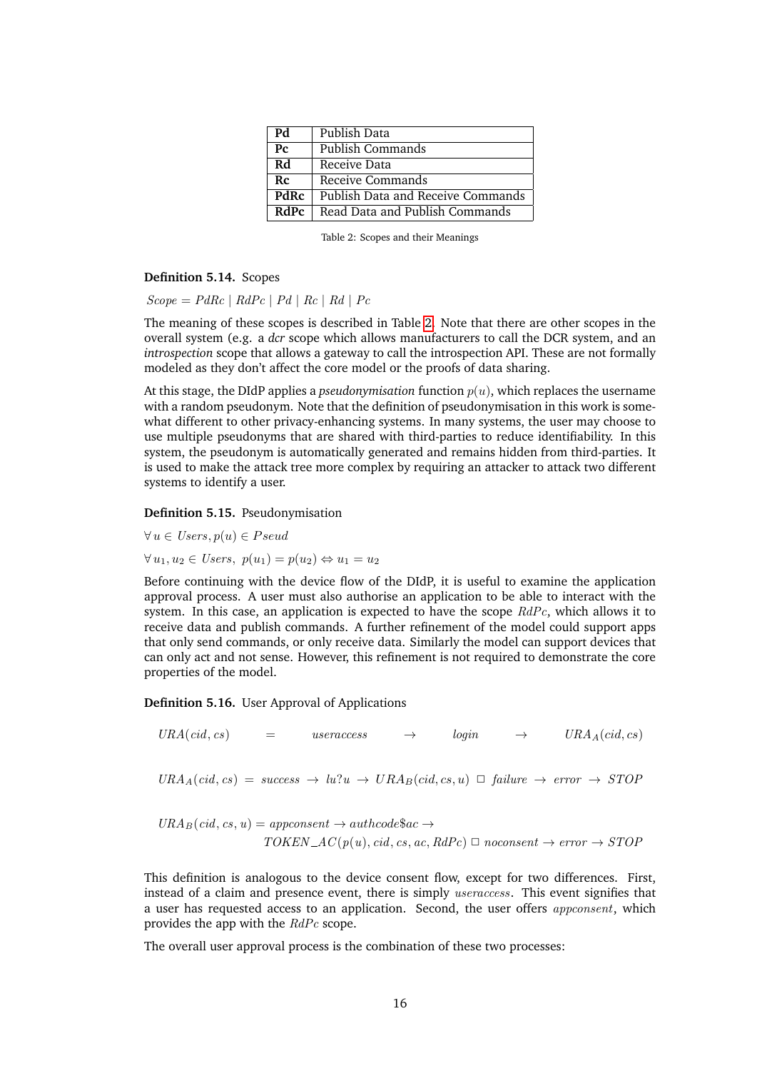| Pd | Publish Data |
|---|---|
| Pc | Publish Commands |
| Rd | Receive Data |
| Rc | Receive Commands |
| PdRc | Publish Data and Receive Commands |
| RdPc | Read Data and Publish Commands |

Table 2: Scopes and their Meanings

**Definition 5.14.** Scopes

$Scope = PdRc \mid RdPc \mid Pd \mid Rc \mid Rd \mid Pc$

The meaning of these scopes is described in Table 2. Note that there are other scopes in the overall system (e.g. a *dcr* scope which allows manufacturers to call the DCR system, and an *introspection* scope that allows a gateway to call the introspection API. These are not formally modeled as they don't affect the core model or the proofs of data sharing.

At this stage, the DIdP applies a *pseudonymisation* function $p(u)$, which replaces the username with a random pseudonym. Note that the definition of pseudonymisation in this work is somewhat different to other privacy-enhancing systems. In many systems, the user may choose to use multiple pseudonyms that are shared with third-parties to reduce identifiability. In this system, the pseudonym is automatically generated and remains hidden from third-parties. It is used to make the attack tree more complex by requiring an attacker to attack two different systems to identify a user.

**Definition 5.15.** Pseudonymisation

$\forall\, u \in Users, p(u) \in Pseud$

$\forall\, u_1, u_2 \in Users,\ p(u_1) = p(u_2) \Leftrightarrow u_1 = u_2$

Before continuing with the device flow of the DIdP, it is useful to examine the application approval process. A user must also authorise an application to be able to interact with the system. In this case, an application is expected to have the scope $RdPc$, which allows it to receive data and publish commands. A further refinement of the model could support apps that only send commands, or only receive data. Similarly the model can support devices that can only act and not sense. However, this refinement is not required to demonstrate the core properties of the model.

**Definition 5.16.** User Approval of Applications

$$URA(cid, cs) \quad = \quad useraccess \quad \rightarrow \quad login \quad \rightarrow \quad URA_A(cid, cs)$$

$$URA_A(cid, cs) \ = \ success \ \rightarrow \ lu?u \ \rightarrow \ URA_B(cid, cs, u) \ \square \ failure \ \rightarrow \ error \ \rightarrow \ STOP$$

$$URA_B(cid, cs, u) = appconsent \rightarrow authcode\$ac \rightarrow$$
$$TOKEN\_AC(p(u), cid, cs, ac, RdPc) \ \square \ noconsent \rightarrow error \rightarrow STOP$$

This definition is analogous to the device consent flow, except for two differences. First, instead of a claim and presence event, there is simply $useraccess$. This event signifies that a user has requested access to an application. Second, the user offers $appconsent$, which provides the app with the $RdPc$ scope.

The overall user approval process is the combination of these two processes: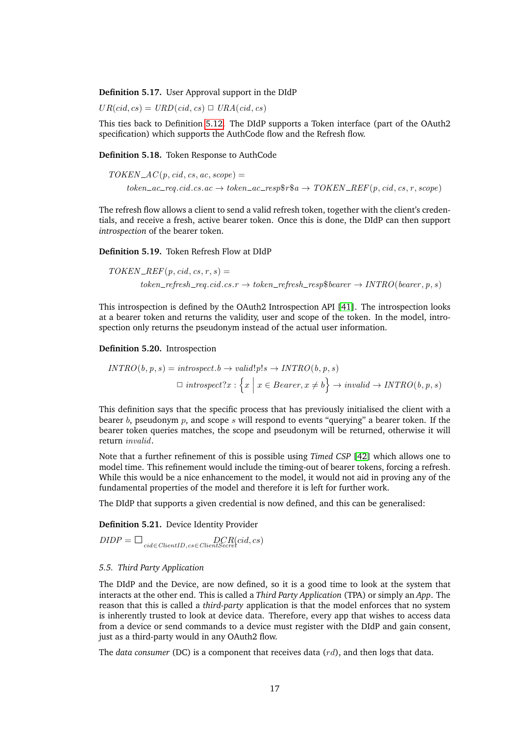**Definition 5.17.** User Approval support in the DIdP

$UR(cid, cs) = URD(cid, cs) \;\Box\; URA(cid, cs)$

This ties back to Definition 5.12. The DIdP supports a Token interface (part of the OAuth2 specification) which supports the AuthCode flow and the Refresh flow.

**Definition 5.18.** Token Response to AuthCode

$$
\begin{aligned}
&TOKEN\_AC(p, cid, cs, ac, scope) = \\
&\quad token\_ac\_req.cid.cs.ac \rightarrow token\_ac\_resp\$r\$a \rightarrow TOKEN\_REF(p, cid, cs, r, scope)
\end{aligned}
$$

The refresh flow allows a client to send a valid refresh token, together with the client's credentials, and receive a fresh, active bearer token. Once this is done, the DIdP can then support *introspection* of the bearer token.

**Definition 5.19.** Token Refresh Flow at DIdP

$$
\begin{aligned}
&TOKEN\_REF(p, cid, cs, r, s) = \\
&\qquad token\_refresh\_req.cid.cs.r \rightarrow token\_refresh\_resp\$bearer \rightarrow INTRO(bearer, p, s)
\end{aligned}
$$

This introspection is defined by the OAuth2 Introspection API [41]. The introspection looks at a bearer token and returns the validity, user and scope of the token. In the model, introspection only returns the pseudonym instead of the actual user information.

**Definition 5.20.** Introspection

$$
\begin{aligned}
INTRO(b, p, s) = {} & introspect.b \rightarrow valid!p!s \rightarrow INTRO(b, p, s) \\
& \Box\; introspect?x : \left\{ x \;\middle|\; x \in Bearer, x \neq b \right\} \rightarrow invalid \rightarrow INTRO(b, p, s)
\end{aligned}
$$

This definition says that the specific process that has previously initialised the client with a bearer $b$, pseudonym $p$, and scope $s$ will respond to events "querying" a bearer token. If the bearer token queries matches, the scope and pseudonym will be returned, otherwise it will return $invalid$.

Note that a further refinement of this is possible using *Timed CSP* [42] which allows one to model time. This refinement would include the timing-out of bearer tokens, forcing a refresh. While this would be a nice enhancement to the model, it would not aid in proving any of the fundamental properties of the model and therefore it is left for further work.

The DIdP that supports a given credential is now defined, and this can be generalised:

**Definition 5.21.** Device Identity Provider

$DIDP = \Box_{cid \in ClientID, cs \in ClientSecret} DCR(cid, cs)$

### *5.5. Third Party Application*

The DIdP and the Device, are now defined, so it is a good time to look at the system that interacts at the other end. This is called a *Third Party Application* (TPA) or simply an *App*. The reason that this is called a *third-party* application is that the model enforces that no system is inherently trusted to look at device data. Therefore, every app that wishes to access data from a device or send commands to a device must register with the DIdP and gain consent, just as a third-party would in any OAuth2 flow.

The *data consumer* (DC) is a component that receives data ($rd$), and then logs that data.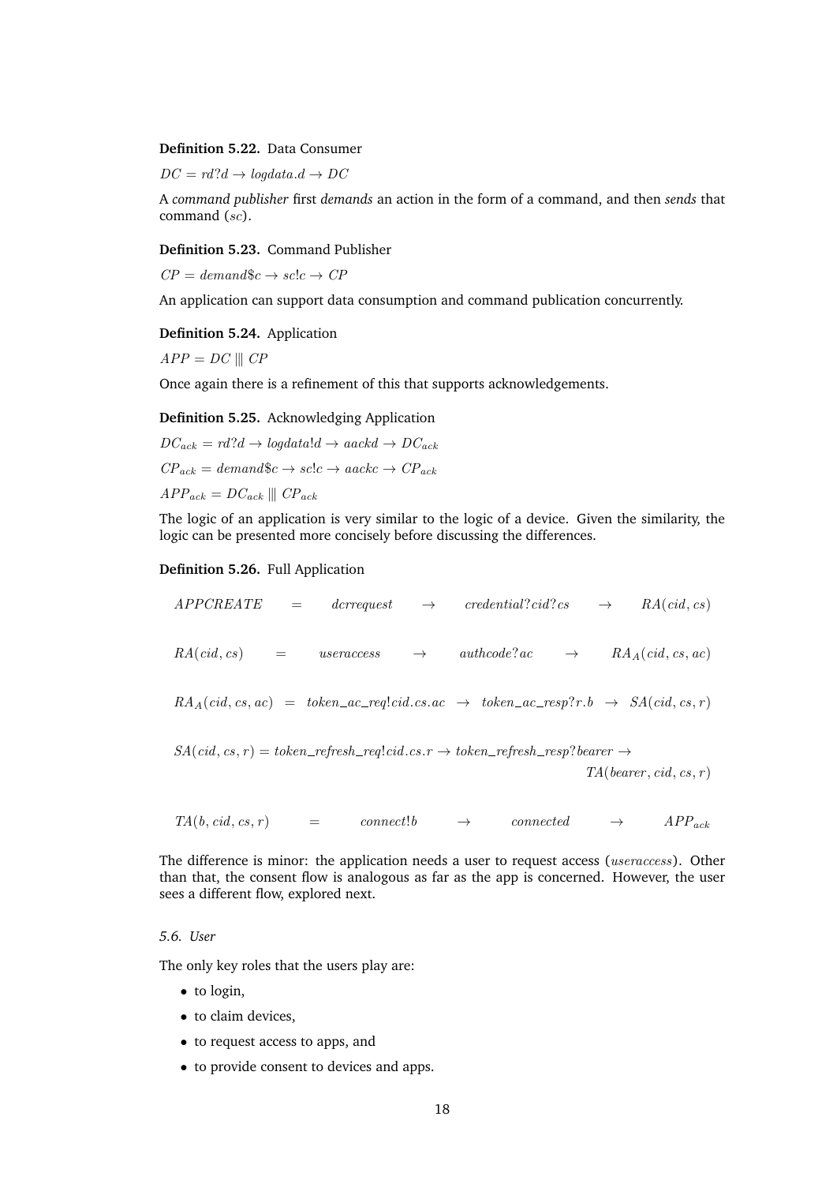**Definition 5.22.** Data Consumer

$DC = rd?d \rightarrow logdata.d \rightarrow DC$

A *command publisher* first *demands* an action in the form of a command, and then *sends* that command ($sc$).

**Definition 5.23.** Command Publisher

$CP = demand\$c \rightarrow sc!c \rightarrow CP$

An application can support data consumption and command publication concurrently.

**Definition 5.24.** Application

$APP = DC \mathbin{|||} CP$

Once again there is a refinement of this that supports acknowledgements.

**Definition 5.25.** Acknowledging Application

$DC_{ack} = rd?d \rightarrow logdata!d \rightarrow aackd \rightarrow DC_{ack}$

$CP_{ack} = demand\$c \rightarrow sc!c \rightarrow aackc \rightarrow CP_{ack}$

$APP_{ack} = DC_{ack} \mathbin{|||} CP_{ack}$

The logic of an application is very similar to the logic of a device. Given the similarity, the logic can be presented more concisely before discussing the differences.

**Definition 5.26.** Full Application

$$APPCREATE = dcrrequest \rightarrow credential?cid?cs \rightarrow RA(cid, cs)$$

$$RA(cid, cs) = useraccess \rightarrow authcode?ac \rightarrow RA_A(cid, cs, ac)$$

$$RA_A(cid, cs, ac) = token\_ac\_req!cid.cs.ac \rightarrow token\_ac\_resp?r.b \rightarrow SA(cid, cs, r)$$

$$SA(cid, cs, r) = token\_refresh\_req!cid.cs.r \rightarrow token\_refresh\_resp?bearer \rightarrow TA(bearer, cid, cs, r)$$

$$TA(b, cid, cs, r) = connect!b \rightarrow connected \rightarrow APP_{ack}$$

The difference is minor: the application needs a user to request access ($useraccess$). Other than that, the consent flow is analogous as far as the app is concerned. However, the user sees a different flow, explored next.

### *5.6. User*

The only key roles that the users play are:

- to login,
- to claim devices,
- to request access to apps, and
- to provide consent to devices and apps.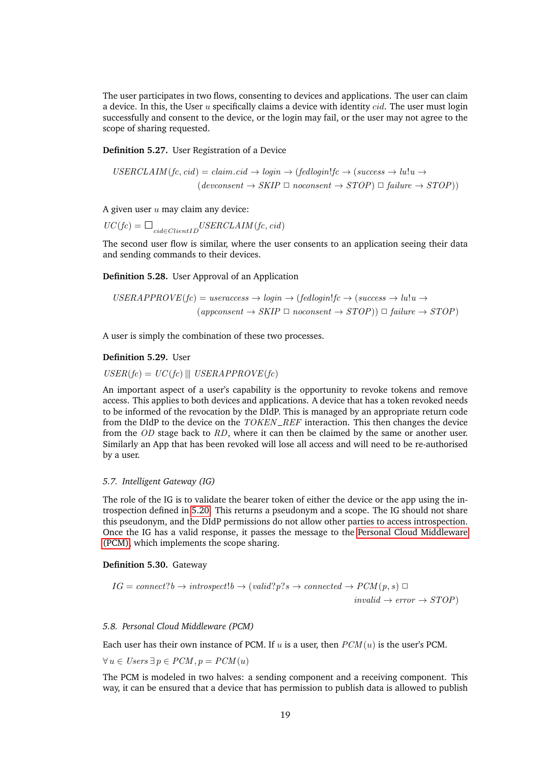The user participates in two flows, consenting to devices and applications. The user can claim a device. In this, the User $u$ specifically claims a device with identity $cid$. The user must login successfully and consent to the device, or the login may fail, or the user may not agree to the scope of sharing requested.

**Definition 5.27.** User Registration of a Device

$$
\begin{aligned}
USERCLAIM(fc, cid) = {} & claim.cid \rightarrow login \rightarrow (fedlogin!fc \rightarrow (success \rightarrow lu!u \rightarrow \\
& (devconsent \rightarrow SKIP \,\square\, noconsent \rightarrow STOP) \,\square\, failure \rightarrow STOP))
\end{aligned}
$$

A given user $u$ may claim any device:

$UC(fc) = \square_{cid \in ClientID} USERCLAIM(fc, cid)$

The second user flow is similar, where the user consents to an application seeing their data and sending commands to their devices.

**Definition 5.28.** User Approval of an Application

$$
\begin{aligned}
USERAPPROVE(fc) = {} & useraccess \rightarrow login \rightarrow (fedlogin!fc \rightarrow (success \rightarrow lu!u \rightarrow \\
& (appconsent \rightarrow SKIP \,\square\, noconsent \rightarrow STOP)) \,\square\, failure \rightarrow STOP)
\end{aligned}
$$

A user is simply the combination of these two processes.

**Definition 5.29.** User

$USER(fc) = UC(fc) \;|||\; USERAPPROVE(fc)$

An important aspect of a user's capability is the opportunity to revoke tokens and remove access. This applies to both devices and applications. A device that has a token revoked needs to be informed of the revocation by the DIdP. This is managed by an appropriate return code from the DIdP to the device on the $TOKEN\_REF$ interaction. This then changes the device from the $OD$ stage back to $RD$, where it can then be claimed by the same or another user. Similarly an App that has been revoked will lose all access and will need to be re-authorised by a user.

### *5.7. Intelligent Gateway (IG)*

The role of the IG is to validate the bearer token of either the device or the app using the introspection defined in 5.20. This returns a pseudonym and a scope. The IG should not share this pseudonym, and the DIdP permissions do not allow other parties to access introspection. Once the IG has a valid response, it passes the message to the Personal Cloud Middleware (PCM), which implements the scope sharing.

**Definition 5.30.** Gateway

$$
\begin{aligned}
IG = {} & connect?b \rightarrow introspect!b \rightarrow (valid?p?s \rightarrow connected \rightarrow PCM(p, s) \,\square \\
& \qquad\qquad\qquad\qquad\qquad\qquad invalid \rightarrow error \rightarrow STOP)
\end{aligned}
$$

### *5.8. Personal Cloud Middleware (PCM)*

Each user has their own instance of PCM. If $u$ is a user, then $PCM(u)$ is the user's PCM.

$\forall\, u \in Users \,\exists\, p \in PCM, p = PCM(u)$

The PCM is modeled in two halves: a sending component and a receiving component. This way, it can be ensured that a device that has permission to publish data is allowed to publish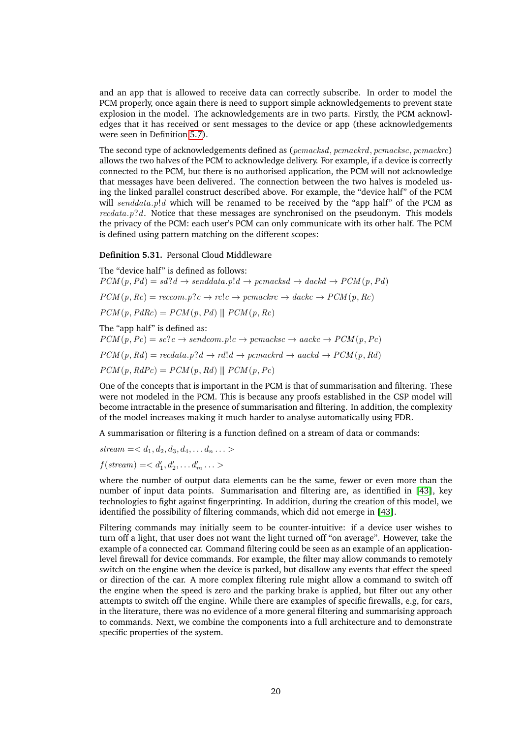and an app that is allowed to receive data can correctly subscribe. In order to model the PCM properly, once again there is need to support simple acknowledgements to prevent state explosion in the model. The acknowledgements are in two parts. Firstly, the PCM acknowledges that it has received or sent messages to the device or app (these acknowledgements were seen in Definition 5.7).

The second type of acknowledgements defined as $(pcmacksd, pcmackrd, pcmacksc, pcmackrc)$ allows the two halves of the PCM to acknowledge delivery. For example, if a device is correctly connected to the PCM, but there is no authorised application, the PCM will not acknowledge that messages have been delivered. The connection between the two halves is modeled using the linked parallel construct described above. For example, the "device half" of the PCM will $senddata.p!d$ which will be renamed to be received by the "app half" of the PCM as $recdata.p?d$. Notice that these messages are synchronised on the pseudonym. This models the privacy of the PCM: each user's PCM can only communicate with its other half. The PCM is defined using pattern matching on the different scopes:

**Definition 5.31.** Personal Cloud Middleware

The "device half" is defined as follows:

$PCM(p, Pd) = sd?d \rightarrow senddata.p!d \rightarrow pcmacksd \rightarrow dackd \rightarrow PCM(p, Pd)$

$PCM(p, Rc) = reccom.p?c \rightarrow rc!c \rightarrow pcmackrc \rightarrow dackc \rightarrow PCM(p, Rc)$

$PCM(p, PdRc) = PCM(p, Pd) \mathbin{|||} PCM(p, Rc)$

The "app half" is defined as:

$PCM(p, Pc) = sc?c \rightarrow sendcom.p!c \rightarrow pcmacksc \rightarrow aackc \rightarrow PCM(p, Pc)$

$PCM(p, Rd) = recdata.p?d \rightarrow rd!d \rightarrow pcmackrd \rightarrow aackd \rightarrow PCM(p, Rd)$

$PCM(p, RdPc) = PCM(p, Rd) \mathbin{|||} PCM(p, Pc)$

One of the concepts that is important in the PCM is that of summarisation and filtering. These were not modeled in the PCM. This is because any proofs established in the CSP model will become intractable in the presence of summarisation and filtering. In addition, the complexity of the model increases making it much harder to analyse automatically using FDR.

A summarisation or filtering is a function defined on a stream of data or commands:

$stream = < d_1, d_2, d_3, d_4, \ldots d_n \ldots >$

$f(stream) = < d'_1, d'_2, \ldots d'_m \ldots >$

where the number of output data elements can be the same, fewer or even more than the number of input data points. Summarisation and filtering are, as identified in [43], key technologies to fight against fingerprinting. In addition, during the creation of this model, we identified the possibility of filtering commands, which did not emerge in [43].

Filtering commands may initially seem to be counter-intuitive: if a device user wishes to turn off a light, that user does not want the light turned off "on average". However, take the example of a connected car. Command filtering could be seen as an example of an application-level firewall for device commands. For example, the filter may allow commands to remotely switch on the engine when the device is parked, but disallow any events that effect the speed or direction of the car. A more complex filtering rule might allow a command to switch off the engine when the speed is zero and the parking brake is applied, but filter out any other attempts to switch off the engine. While there are examples of specific firewalls, e.g, for cars, in the literature, there was no evidence of a more general filtering and summarising approach to commands. Next, we combine the components into a full architecture and to demonstrate specific properties of the system.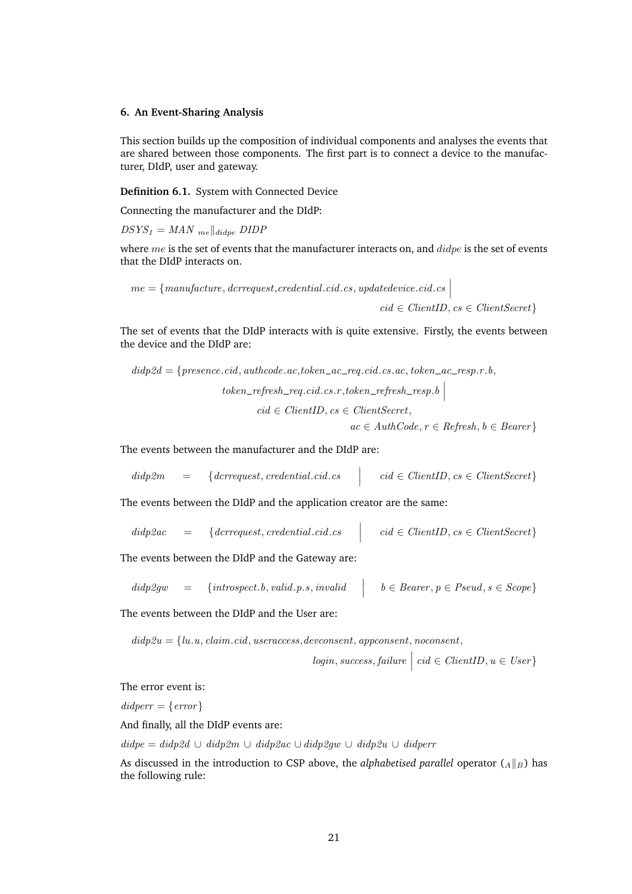## 6. An Event-Sharing Analysis

This section builds up the composition of individual components and analyses the events that are shared between those components. The first part is to connect a device to the manufacturer, DIdP, user and gateway.

**Definition 6.1.** System with Connected Device

Connecting the manufacturer and the DIdP:

$DSYS_1 = MAN\ {}_{me}\|_{didpe}\ DIDP$

where $me$ is the set of events that the manufacturer interacts on, and $didpe$ is the set of events that the DIdP interacts on.

$$me = \{manufacture, dcrrequest, credential.cid.cs, updatedevice.cid.cs \mid cid \in ClientID, cs \in ClientSecret\}$$

The set of events that the DIdP interacts with is quite extensive. Firstly, the events between the device and the DIdP are:

$$\begin{aligned} didp2d = \{&presence.cid, authcode.ac, token\_ac\_req.cid.cs.ac, token\_ac\_resp.r.b, \\ &token\_refresh\_req.cid.cs.r, token\_refresh\_resp.b \mid \\ &cid \in ClientID, cs \in ClientSecret, \\ &ac \in AuthCode, r \in Refresh, b \in Bearer\} \end{aligned}$$

The events between the manufacturer and the DIdP are:

$$didp2m = \{dcrrequest, credential.cid.cs \mid cid \in ClientID, cs \in ClientSecret\}$$

The events between the DIdP and the application creator are the same:

$$didp2ac = \{dcrrequest, credential.cid.cs \mid cid \in ClientID, cs \in ClientSecret\}$$

The events between the DIdP and the Gateway are:

$$didp2gw = \{introspect.b, valid.p.s, invalid \mid b \in Bearer, p \in Pseud, s \in Scope\}$$

The events between the DIdP and the User are:

$$\begin{aligned} didp2u = \{&lu.u, claim.cid, useraccess, devconsent, appconsent, noconsent, \\ &login, success, failure \mid cid \in ClientID, u \in User\} \end{aligned}$$

The error event is:

$didperr = \{error\}$

And finally, all the DIdP events are:

$didpe = didp2d \cup didp2m \cup didp2ac \cup didp2gw \cup didp2u \cup didperr$

As discussed in the introduction to CSP above, the *alphabetised parallel* operator (${}_A\|_B$) has the following rule: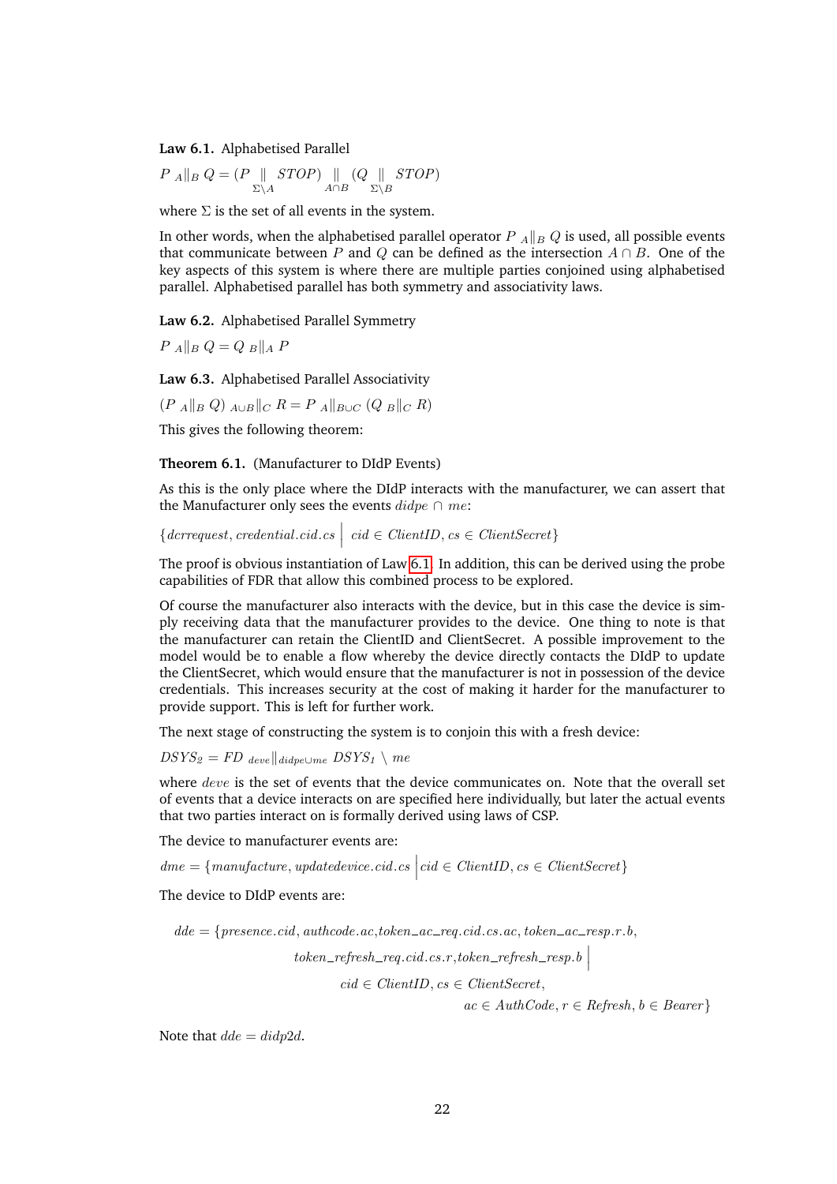**Law 6.1.** Alphabetised Parallel

$P \;{}_A\|_B\; Q = (P \underset{\Sigma \setminus A}{\|} STOP) \underset{A \cap B}{\|} (Q \underset{\Sigma \setminus B}{\|} STOP)$

where $\Sigma$ is the set of all events in the system.

In other words, when the alphabetised parallel operator $P \;{}_A\|_B\; Q$ is used, all possible events that communicate between $P$ and $Q$ can be defined as the intersection $A \cap B$. One of the key aspects of this system is where there are multiple parties conjoined using alphabetised parallel. Alphabetised parallel has both symmetry and associativity laws.

**Law 6.2.** Alphabetised Parallel Symmetry

$P \;{}_A\|_B\; Q = Q \;{}_B\|_A\; P$

**Law 6.3.** Alphabetised Parallel Associativity

$(P \;{}_A\|_B\; Q) \;{}_{A \cup B}\|_C\; R = P \;{}_A\|_{B \cup C}\; (Q \;{}_B\|_C\; R)$

This gives the following theorem:

**Theorem 6.1.** (Manufacturer to DIdP Events)

As this is the only place where the DIdP interacts with the manufacturer, we can assert that the Manufacturer only sees the events $didpe \cap me$:

$\{dcrrequest, credential.cid.cs \;\big|\; cid \in ClientID, cs \in ClientSecret\}$

The proof is obvious instantiation of Law 6.1. In addition, this can be derived using the probe capabilities of FDR that allow this combined process to be explored.

Of course the manufacturer also interacts with the device, but in this case the device is simply receiving data that the manufacturer provides to the device. One thing to note is that the manufacturer can retain the ClientID and ClientSecret. A possible improvement to the model would be to enable a flow whereby the device directly contacts the DIdP to update the ClientSecret, which would ensure that the manufacturer is not in possession of the device credentials. This increases security at the cost of making it harder for the manufacturer to provide support. This is left for further work.

The next stage of constructing the system is to conjoin this with a fresh device:

$DSYS_2 = FD \;{}_{deve}\|_{didpe \cup me}\; DSYS_1 \setminus me$

where $deve$ is the set of events that the device communicates on. Note that the overall set of events that a device interacts on are specified here individually, but later the actual events that two parties interact on is formally derived using laws of CSP.

The device to manufacturer events are:

$dme = \{manufacture, updatedevice.cid.cs \;\big|\; cid \in ClientID, cs \in ClientSecret\}$

The device to DIdP events are:

$$
\begin{aligned}
dde = \{&presence.cid, authcode.ac, token\_ac\_req.cid.cs.ac, token\_ac\_resp.r.b,\\
&token\_refresh\_req.cid.cs.r, token\_refresh\_resp.b \;\big|\\
&cid \in ClientID, cs \in ClientSecret,\\
&ac \in AuthCode, r \in Refresh, b \in Bearer\}
\end{aligned}
$$

Note that $dde = didp2d$.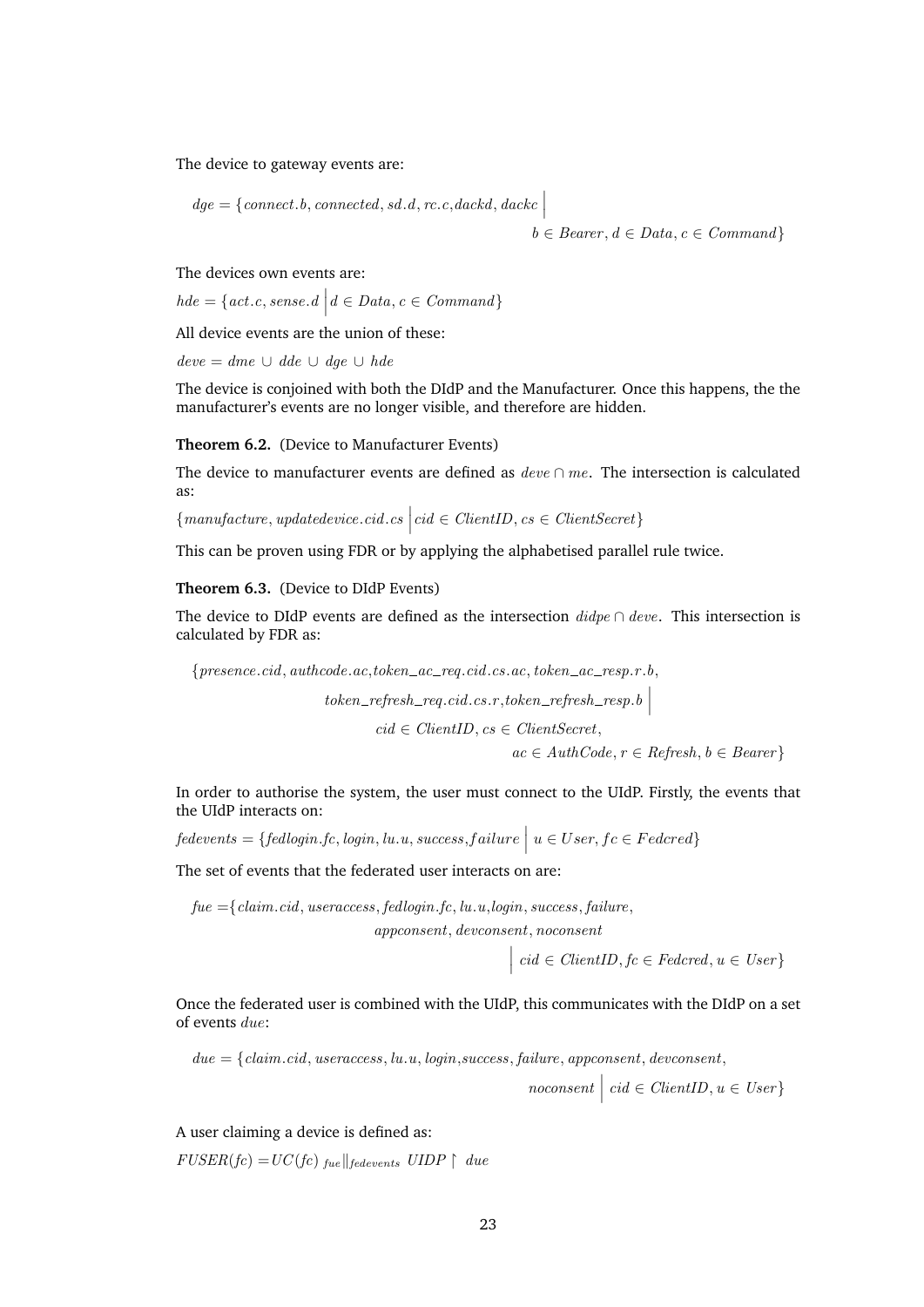The device to gateway events are:

$$dge = \{connect.b, connected, sd.d, rc.c, dackd, dackc \;\Big|\; b \in Bearer, d \in Data, c \in Command\}$$

The devices own events are:

$$hde = \{act.c, sense.d \;\Big|\; d \in Data, c \in Command\}$$

All device events are the union of these:

$$deve = dme \cup dde \cup dge \cup hde$$

The device is conjoined with both the DIdP and the Manufacturer. Once this happens, the the manufacturer's events are no longer visible, and therefore are hidden.

**Theorem 6.2.** (Device to Manufacturer Events)

The device to manufacturer events are defined as $deve \cap me$. The intersection is calculated as:

$$\{manufacture, updatedevice.cid.cs \;\Big|\; cid \in ClientID, cs \in ClientSecret\}$$

This can be proven using FDR or by applying the alphabetised parallel rule twice.

**Theorem 6.3.** (Device to DIdP Events)

The device to DIdP events are defined as the intersection $didpe \cap deve$. This intersection is calculated by FDR as:

$$\{presence.cid, authcode.ac, token\_ac\_req.cid.cs.ac, token\_ac\_resp.r.b, token\_refresh\_req.cid.cs.r, token\_refresh\_resp.b \;\Big|\; cid \in ClientID, cs \in ClientSecret, ac \in AuthCode, r \in Refresh, b \in Bearer\}$$

In order to authorise the system, the user must connect to the UIdP. Firstly, the events that the UIdP interacts on:

$$fedevents = \{fedlogin.fc, login, lu.u, success, failure \;\Big|\; u \in User, fc \in Fedcred\}$$

The set of events that the federated user interacts on are:

$$fue = \{claim.cid, useraccess, fedlogin.fc, lu.u, login, success, failure, appconsent, devconsent, noconsent \;\Big|\; cid \in ClientID, fc \in Fedcred, u \in User\}$$

Once the federated user is combined with the UIdP, this communicates with the DIdP on a set of events $due$:

$$due = \{claim.cid, useraccess, lu.u, login, success, failure, appconsent, devconsent, noconsent \;\Big|\; cid \in ClientID, u \in User\}$$

A user claiming a device is defined as:

$$FUSER(fc) = UC(fc) \;{}_{fue}\|_{fedevents}\; UIDP \upharpoonright due$$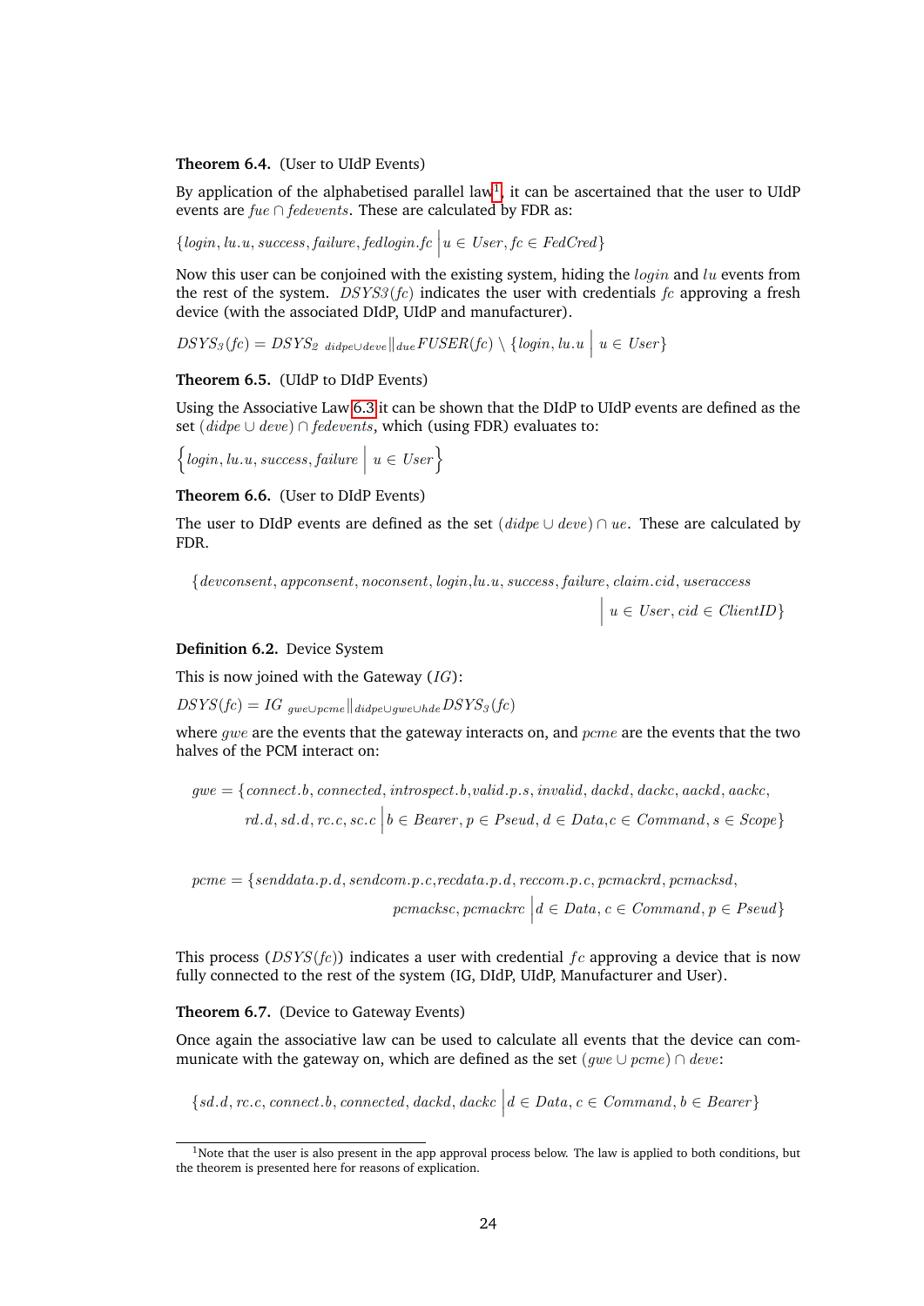**Theorem 6.4.** (User to UIdP Events)

By application of the alphabetised parallel law[1], it can be ascertained that the user to UIdP events are $fue \cap fedevents$. These are calculated by FDR as:

$$\{login, lu.u, success, failure, fedlogin.fc \mid u \in User, fc \in FedCred\}$$

Now this user can be conjoined with the existing system, hiding the $login$ and $lu$ events from the rest of the system. $DSYS3(fc)$ indicates the user with credentials $fc$ approving a fresh device (with the associated DIdP, UIdP and manufacturer).

$$DSYS_3(fc) = DSYS_2 \;{}_{didpe \cup deve}\|_{due} FUSER(fc) \setminus \{login, lu.u \mid u \in User\}$$

**Theorem 6.5.** (UIdP to DIdP Events)

Using the Associative Law 6.3 it can be shown that the DIdP to UIdP events are defined as the set $(didpe \cup deve) \cap fedevents$, which (using FDR) evaluates to:

$$\left\{login, lu.u, success, failure \;\middle|\; u \in User\right\}$$

**Theorem 6.6.** (User to DIdP Events)

The user to DIdP events are defined as the set $(didpe \cup deve) \cap ue$. These are calculated by FDR.

$$\{devconsent, appconsent, noconsent, login, lu.u, success, failure, claim.cid, useraccess \mid u \in User, cid \in ClientID\}$$

**Definition 6.2.** Device System

This is now joined with the Gateway ($IG$):

$$DSYS(fc) = IG \;{}_{gwe \cup pcme}\|_{didpe \cup gwe \cup hde} DSYS_3(fc)$$

where $gwe$ are the events that the gateway interacts on, and $pcme$ are the events that the two halves of the PCM interact on:

$$gwe = \{connect.b, connected, introspect.b, valid.p.s, invalid, dackd, dackc, aackd, aackc, rd.d, sd.d, rc.c, sc.c \mid b \in Bearer, p \in Pseud, d \in Data, c \in Command, s \in Scope\}$$

$$pcme = \{senddata.p.d, sendcom.p.c, recdata.p.d, reccom.p.c, pcmackrd, pcmacksd, pcmacksc, pcmackrc \mid d \in Data, c \in Command, p \in Pseud\}$$

This process ($DSYS(fc)$) indicates a user with credential $fc$ approving a device that is now fully connected to the rest of the system (IG, DIdP, UIdP, Manufacturer and User).

**Theorem 6.7.** (Device to Gateway Events)

Once again the associative law can be used to calculate all events that the device can communicate with the gateway on, which are defined as the set $(gwe \cup pcme) \cap deve$:

$$\{sd.d, rc.c, connect.b, connected, dackd, dackc \mid d \in Data, c \in Command, b \in Bearer\}$$

[1] Note that the user is also present in the app approval process below. The law is applied to both conditions, but the theorem is presented here for reasons of explication.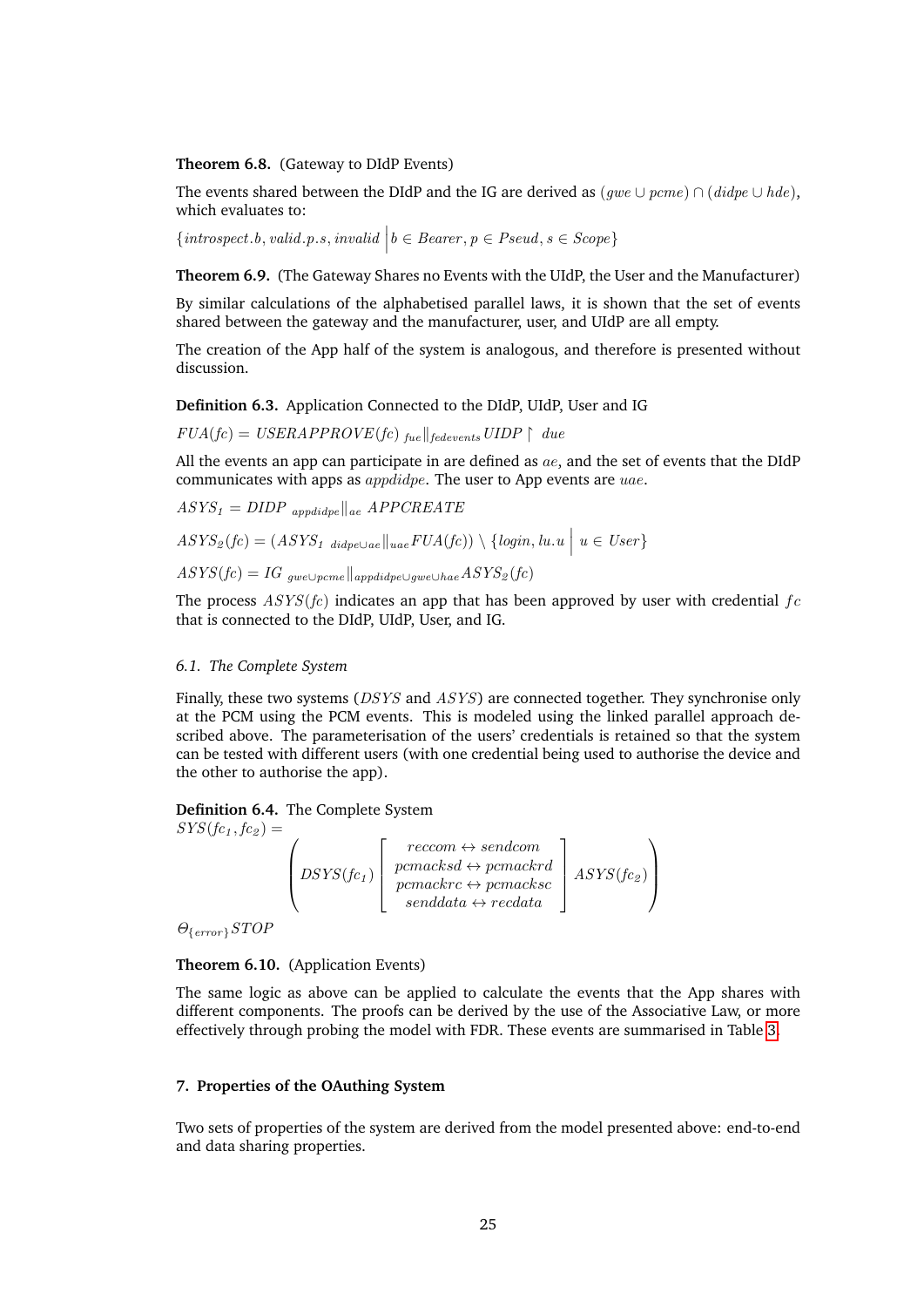**Theorem 6.8.** (Gateway to DIdP Events)

The events shared between the DIdP and the IG are derived as $(gwe \cup pcme) \cap (didpe \cup hde)$, which evaluates to:

$$\{introspect.b, valid.p.s, invalid \mid b \in Bearer, p \in Pseud, s \in Scope\}$$

**Theorem 6.9.** (The Gateway Shares no Events with the UIdP, the User and the Manufacturer)

By similar calculations of the alphabetised parallel laws, it is shown that the set of events shared between the gateway and the manufacturer, user, and UIdP are all empty.

The creation of the App half of the system is analogous, and therefore is presented without discussion.

**Definition 6.3.** Application Connected to the DIdP, UIdP, User and IG

$$FUA(fc) = USERAPPROVE(fc)\ {}_{fue}\|_{fedevents}\ UIDP \upharpoonright due$$

All the events an app can participate in are defined as $ae$, and the set of events that the DIdP communicates with apps as $appdidpe$. The user to App events are $uae$.

$$ASYS_1 = DIDP\ {}_{appdidpe}\|_{ae}\ APPCREATE$$

$$ASYS_2(fc) = (ASYS_1\ {}_{didpe \cup ae}\|_{uae} FUA(fc)) \setminus \{login, lu.u \mid u \in User\}$$

$$ASYS(fc) = IG\ {}_{gwe \cup pcme}\|_{appdidpe \cup gwe \cup hae} ASYS_2(fc)$$

The process $ASYS(fc)$ indicates an app that has been approved by user with credential $fc$ that is connected to the DIdP, UIdP, User, and IG.

### 6.1. The Complete System

Finally, these two systems ($DSYS$ and $ASYS$) are connected together. They synchronise only at the PCM using the PCM events. This is modeled using the linked parallel approach described above. The parameterisation of the users' credentials is retained so that the system can be tested with different users (with one credential being used to authorise the device and the other to authorise the app).

**Definition 6.4.** The Complete System

$$SYS(fc_1, fc_2) = \left( DSYS(fc_1) \begin{bmatrix} reccom \leftrightarrow sendcom \\ pcmacksd \leftrightarrow pcmackrd \\ pcmackrc \leftrightarrow pcmacksc \\ senddata \leftrightarrow recdata \end{bmatrix} ASYS(fc_2) \right)$$

$$\Theta_{\{error\}} STOP$$

**Theorem 6.10.** (Application Events)

The same logic as above can be applied to calculate the events that the App shares with different components. The proofs can be derived by the use of the Associative Law, or more effectively through probing the model with FDR. These events are summarised in Table 3.

## 7. Properties of the OAuthing System

Two sets of properties of the system are derived from the model presented above: end-to-end and data sharing properties.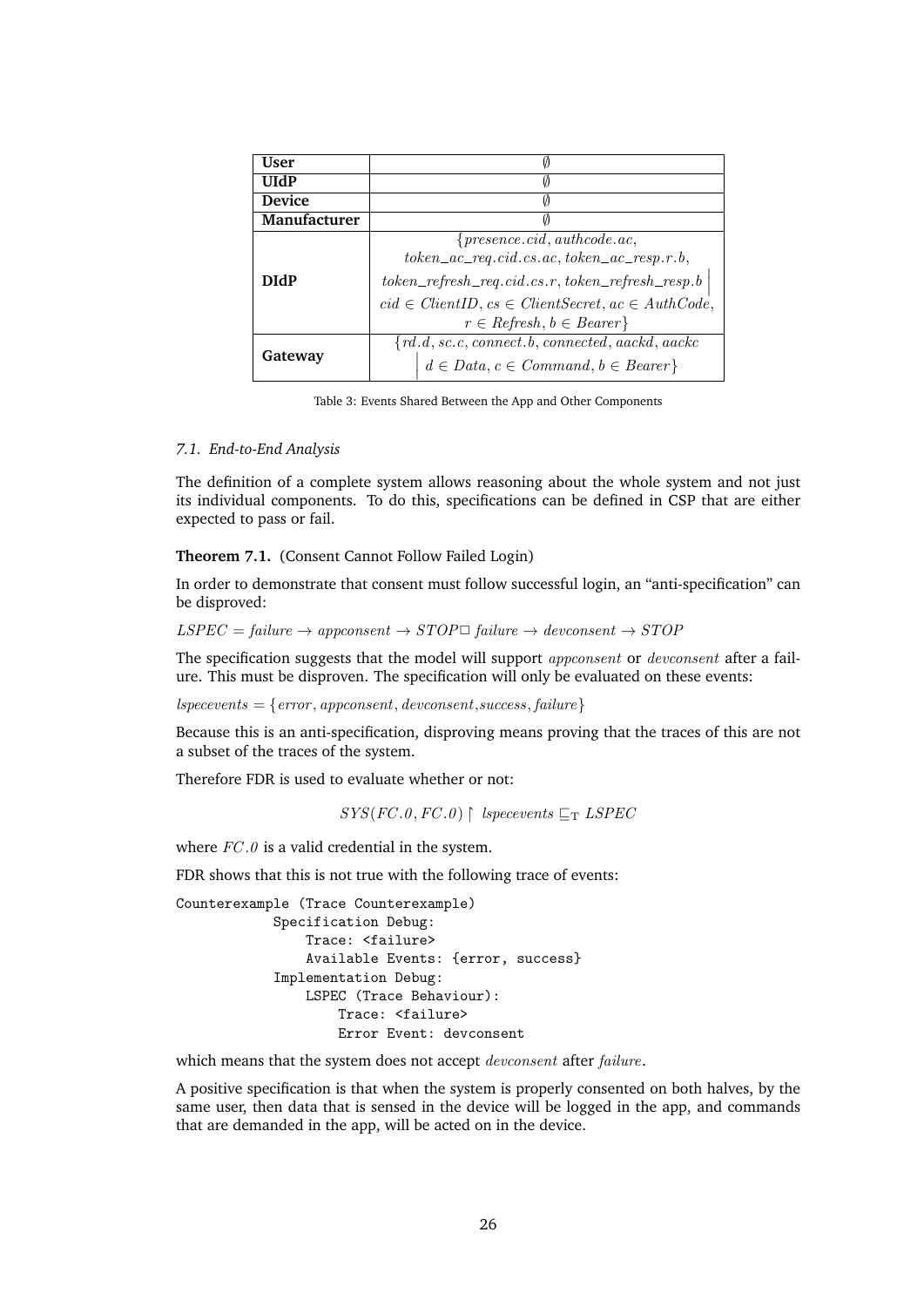| | |
|---|---|
| **User** | $\emptyset$ |
| **UIdP** | $\emptyset$ |
| **Device** | $\emptyset$ |
| **Manufacturer** | $\emptyset$ |
| **DIdP** | $\{presence.cid, authcode.ac, token\_ac\_req.cid.cs.ac, token\_ac\_resp.r.b, token\_refresh\_req.cid.cs.r, token\_refresh\_resp.b \mid cid \in ClientID, cs \in ClientSecret, ac \in AuthCode, r \in Refresh, b \in Bearer\}$ |
| **Gateway** | $\{rd.d, sc.c, connect.b, connected, aackd, aackc \mid d \in Data, c \in Command, b \in Bearer\}$ |

Table 3: Events Shared Between the App and Other Components

### 7.1. End-to-End Analysis

The definition of a complete system allows reasoning about the whole system and not just its individual components. To do this, specifications can be defined in CSP that are either expected to pass or fail.

**Theorem 7.1.** (Consent Cannot Follow Failed Login)

In order to demonstrate that consent must follow successful login, an "anti-specification" can be disproved:

$LSPEC = failure \rightarrow appconsent \rightarrow STOP \Box\ failure \rightarrow devconsent \rightarrow STOP$

The specification suggests that the model will support $appconsent$ or $devconsent$ after a failure. This must be disproven. The specification will only be evaluated on these events:

$lspecevents = \{error, appconsent, devconsent, success, failure\}$

Because this is an anti-specification, disproving means proving that the traces of this are not a subset of the traces of the system.

Therefore FDR is used to evaluate whether or not:

$$SYS(FC.0, FC.0) \upharpoonright lspecevents \sqsubseteq_{\mathrm{T}} LSPEC$$

where $FC.0$ is a valid credential in the system.

FDR shows that this is not true with the following trace of events:

```
Counterexample (Trace Counterexample)
            Specification Debug:
                Trace: <failure>
                Available Events: {error, success}
            Implementation Debug:
                LSPEC (Trace Behaviour):
                    Trace: <failure>
                    Error Event: devconsent
```

which means that the system does not accept $devconsent$ after $failure$.

A positive specification is that when the system is properly consented on both halves, by the same user, then data that is sensed in the device will be logged in the app, and commands that are demanded in the app, will be acted on in the device.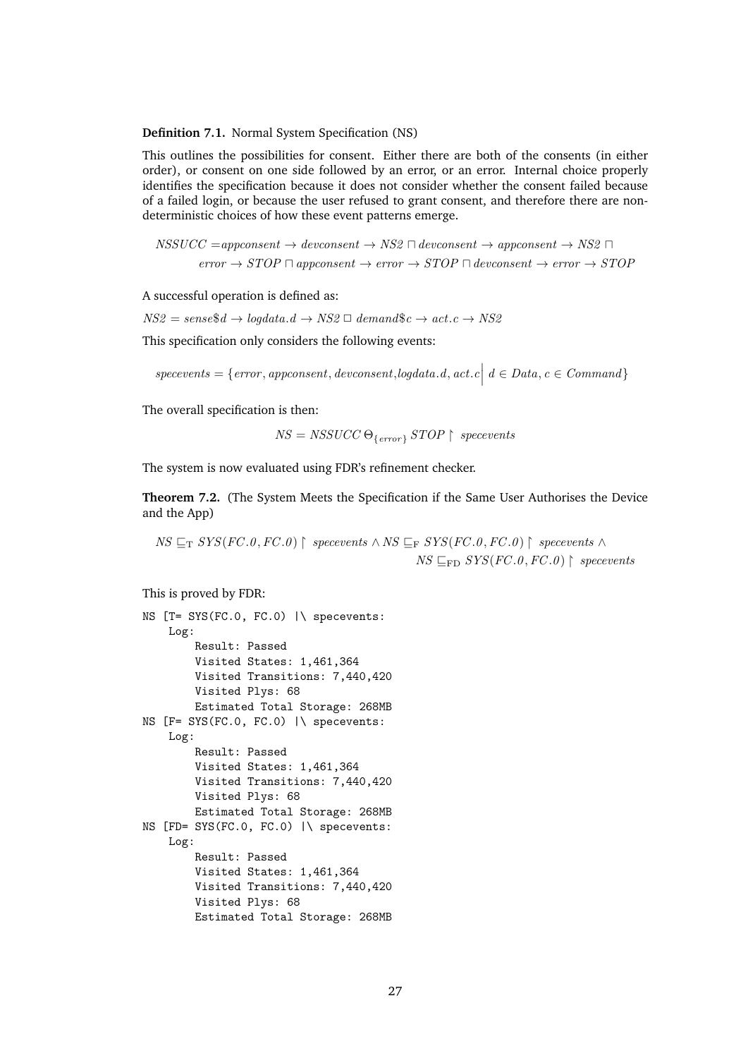**Definition 7.1.** Normal System Specification (NS)

This outlines the possibilities for consent. Either there are both of the consents (in either order), or consent on one side followed by an error, or an error. Internal choice properly identifies the specification because it does not consider whether the consent failed because of a failed login, or because the user refused to grant consent, and therefore there are non-deterministic choices of how these event patterns emerge.

$$NSSUCC = appconsent \rightarrow devconsent \rightarrow NS2 \sqcap devconsent \rightarrow appconsent \rightarrow NS2 \sqcap$$
$$error \rightarrow STOP \sqcap appconsent \rightarrow error \rightarrow STOP \sqcap devconsent \rightarrow error \rightarrow STOP$$

A successful operation is defined as:

$NS2 = sense\$d \rightarrow logdata.d \rightarrow NS2 \;\Box\; demand\$c \rightarrow act.c \rightarrow NS2$

This specification only considers the following events:

$specevents = \{error, appconsent, devconsent, logdata.d, act.c \,\big|\, d \in Data, c \in Command\}$

The overall specification is then:

$$NS = NSSUCC\; \Theta_{\{error\}}\; STOP \restriction\; specevents$$

The system is now evaluated using FDR's refinement checker.

**Theorem 7.2.** (The System Meets the Specification if the Same User Authorises the Device and the App)

$$NS \sqsubseteq_{\mathrm{T}} SYS(FC.0, FC.0) \restriction\; specevents \wedge NS \sqsubseteq_{\mathrm{F}} SYS(FC.0, FC.0) \restriction\; specevents \wedge$$
$$NS \sqsubseteq_{\mathrm{FD}} SYS(FC.0, FC.0) \restriction\; specevents$$

This is proved by FDR:

```
NS [T= SYS(FC.0, FC.0) |\ specevents:
    Log:
        Result: Passed
        Visited States: 1,461,364
        Visited Transitions: 7,440,420
        Visited Plys: 68
        Estimated Total Storage: 268MB
NS [F= SYS(FC.0, FC.0) |\ specevents:
    Log:
        Result: Passed
        Visited States: 1,461,364
        Visited Transitions: 7,440,420
        Visited Plys: 68
        Estimated Total Storage: 268MB
NS [FD= SYS(FC.0, FC.0) |\ specevents:
    Log:
        Result: Passed
        Visited States: 1,461,364
        Visited Transitions: 7,440,420
        Visited Plys: 68
        Estimated Total Storage: 268MB
```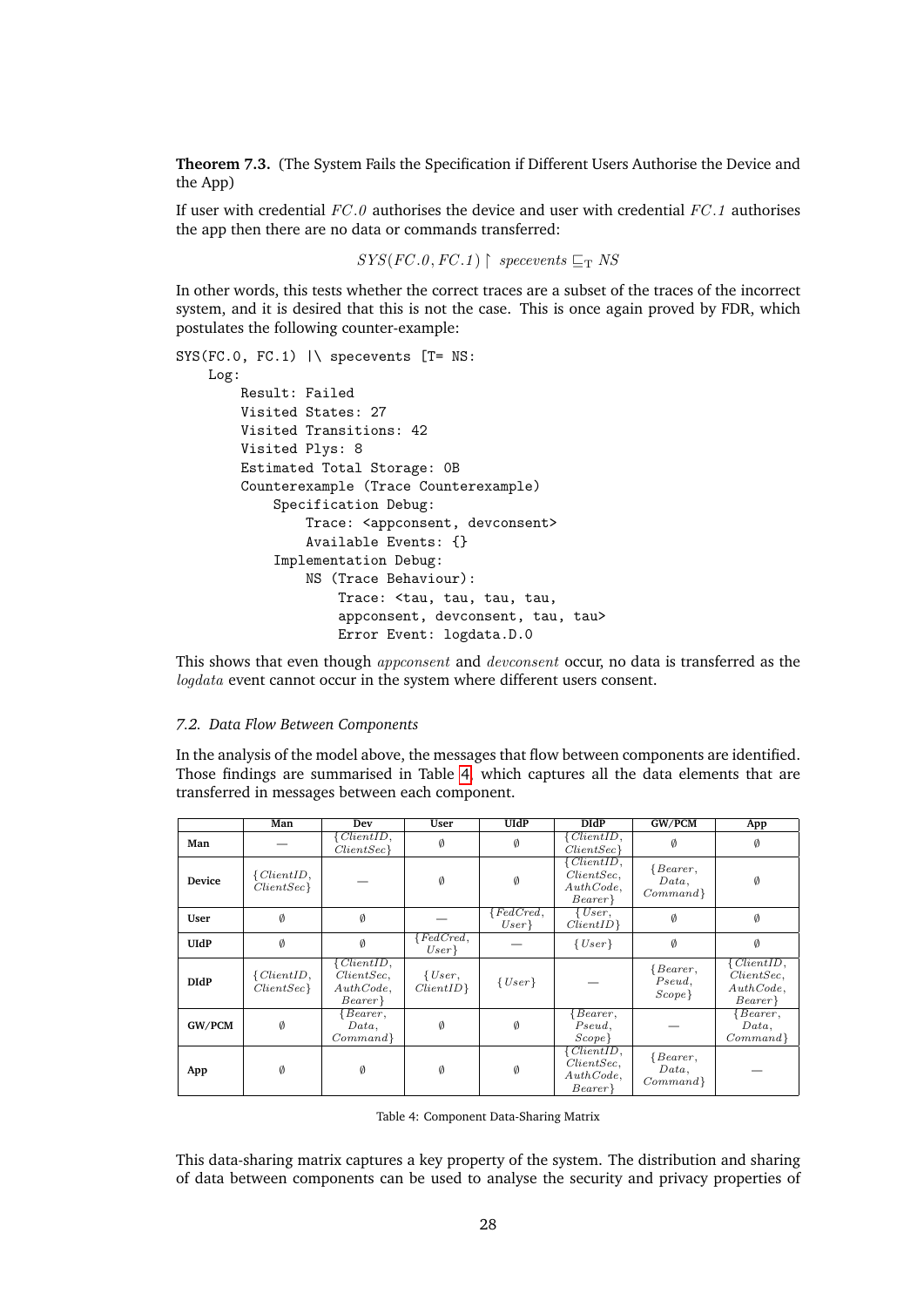**Theorem 7.3.** (The System Fails the Specification if Different Users Authorise the Device and the App)

If user with credential $FC.0$ authorises the device and user with credential $FC.1$ authorises the app then there are no data or commands transferred:

$$SYS(FC.0, FC.1) \upharpoonright \ specevents \sqsubseteq_T NS$$

In other words, this tests whether the correct traces are a subset of the traces of the incorrect system, and it is desired that this is not the case. This is once again proved by FDR, which postulates the following counter-example:

```
SYS(FC.0, FC.1) |\ specevents [T= NS:
    Log:
        Result: Failed
        Visited States: 27
        Visited Transitions: 42
        Visited Plys: 8
        Estimated Total Storage: 0B
        Counterexample (Trace Counterexample)
            Specification Debug:
                Trace: <appconsent, devconsent>
                Available Events: {}
            Implementation Debug:
                NS (Trace Behaviour):
                    Trace: <tau, tau, tau, tau,
                    appconsent, devconsent, tau, tau>
                    Error Event: logdata.D.0
```

This shows that even though *appconsent* and *devconsent* occur, no data is transferred as the *logdata* event cannot occur in the system where different users consent.

### 7.2. Data Flow Between Components

In the analysis of the model above, the messages that flow between components are identified. Those findings are summarised in Table 4, which captures all the data elements that are transferred in messages between each component.

| | Man | Dev | User | UIdP | DIdP | GW/PCM | App |
|---|---|---|---|---|---|---|---|
| **Man** | — | $\{ClientID, ClientSec\}$ | $\emptyset$ | $\emptyset$ | $\{ClientID, ClientSec\}$ | $\emptyset$ | $\emptyset$ |
| **Device** | $\{ClientID, ClientSec\}$ | — | $\emptyset$ | $\emptyset$ | $\{ClientID, ClientSec, AuthCode, Bearer\}$ | $\{Bearer, Data, Command\}$ | $\emptyset$ |
| **User** | $\emptyset$ | $\emptyset$ | — | $\{FedCred, User\}$ | $\{User, ClientID\}$ | $\emptyset$ | $\emptyset$ |
| **UIdP** | $\emptyset$ | $\emptyset$ | $\{FedCred, User\}$ | — | $\{User\}$ | $\emptyset$ | $\emptyset$ |
| **DIdP** | $\{ClientID, ClientSec\}$ | $\{ClientID, ClientSec, AuthCode, Bearer\}$ | $\{User, ClientID\}$ | $\{User\}$ | — | $\{Bearer, Pseud, Scope\}$ | $\{ClientID, ClientSec, AuthCode, Bearer\}$ |
| **GW/PCM** | $\emptyset$ | $\{Bearer, Data, Command\}$ | $\emptyset$ | $\emptyset$ | $\{Bearer, Pseud, Scope\}$ | — | $\{Bearer, Data, Command\}$ |
| **App** | $\emptyset$ | $\emptyset$ | $\emptyset$ | $\emptyset$ | $\{ClientID, ClientSec, AuthCode, Bearer\}$ | $\{Bearer, Data, Command\}$ | — |

Table 4: Component Data-Sharing Matrix

This data-sharing matrix captures a key property of the system. The distribution and sharing of data between components can be used to analyse the security and privacy properties of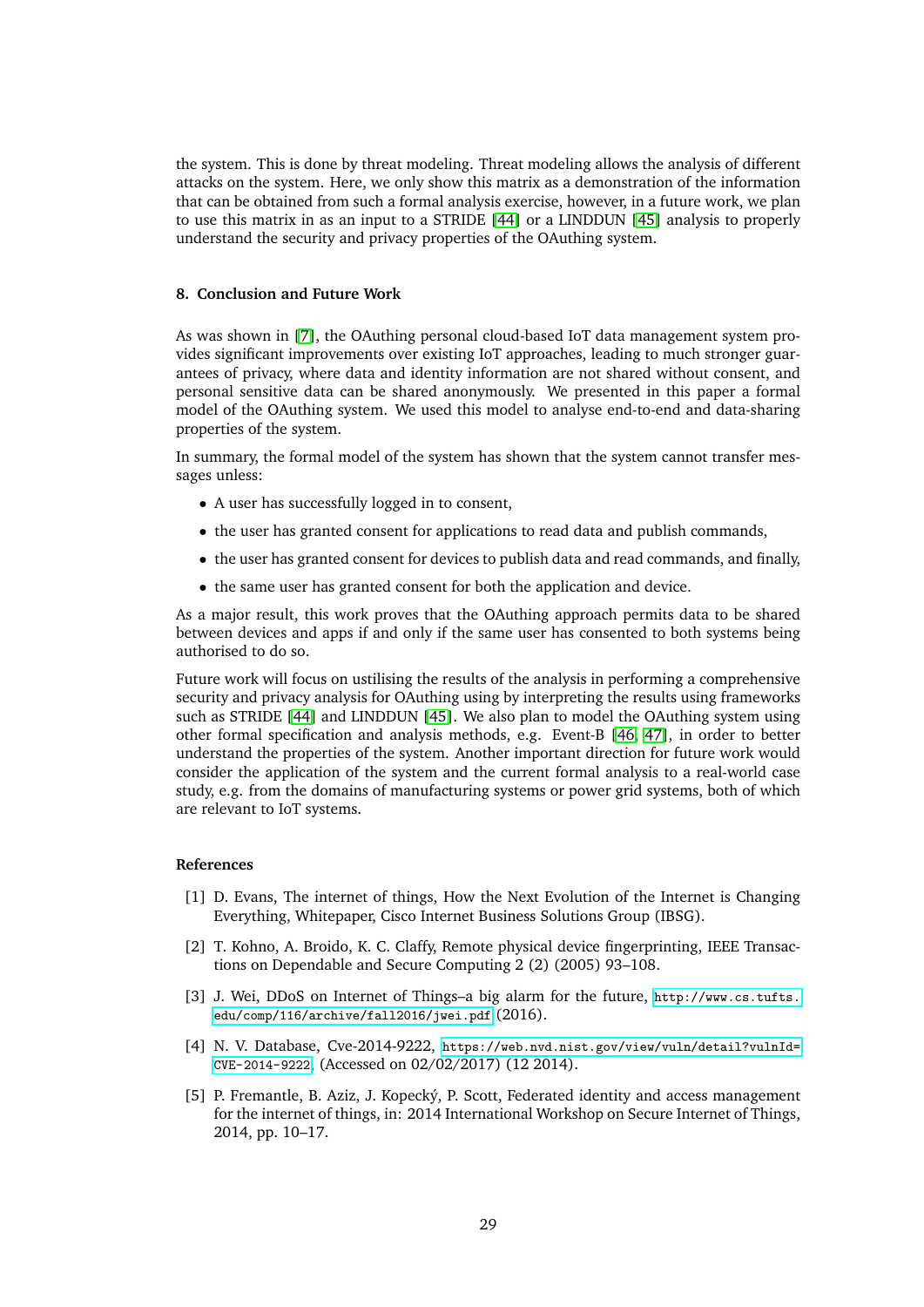the system. This is done by threat modeling. Threat modeling allows the analysis of different attacks on the system. Here, we only show this matrix as a demonstration of the information that can be obtained from such a formal analysis exercise, however, in a future work, we plan to use this matrix in as an input to a STRIDE [44] or a LINDDUN [45] analysis to properly understand the security and privacy properties of the OAuthing system.

## 8. Conclusion and Future Work

As was shown in [7], the OAuthing personal cloud-based IoT data management system provides significant improvements over existing IoT approaches, leading to much stronger guarantees of privacy, where data and identity information are not shared without consent, and personal sensitive data can be shared anonymously. We presented in this paper a formal model of the OAuthing system. We used this model to analyse end-to-end and data-sharing properties of the system.

In summary, the formal model of the system has shown that the system cannot transfer messages unless:

- A user has successfully logged in to consent,
- the user has granted consent for applications to read data and publish commands,
- the user has granted consent for devices to publish data and read commands, and finally,
- the same user has granted consent for both the application and device.

As a major result, this work proves that the OAuthing approach permits data to be shared between devices and apps if and only if the same user has consented to both systems being authorised to do so.

Future work will focus on ustilising the results of the analysis in performing a comprehensive security and privacy analysis for OAuthing using by interpreting the results using frameworks such as STRIDE [44] and LINDDUN [45]. We also plan to model the OAuthing system using other formal specification and analysis methods, e.g. Event-B [46, 47], in order to better understand the properties of the system. Another important direction for future work would consider the application of the system and the current formal analysis to a real-world case study, e.g. from the domains of manufacturing systems or power grid systems, both of which are relevant to IoT systems.

## References

[1] D. Evans, The internet of things, How the Next Evolution of the Internet is Changing Everything, Whitepaper, Cisco Internet Business Solutions Group (IBSG).

[2] T. Kohno, A. Broido, K. C. Claffy, Remote physical device fingerprinting, IEEE Transactions on Dependable and Secure Computing 2 (2) (2005) 93–108.

[3] J. Wei, DDoS on Internet of Things–a big alarm for the future, http://www.cs.tufts.edu/comp/116/archive/fall2016/jwei.pdf (2016).

[4] N. V. Database, Cve-2014-9222, https://web.nvd.nist.gov/view/vuln/detail?vulnId=CVE-2014-9222, (Accessed on 02/02/2017) (12 2014).

[5] P. Fremantle, B. Aziz, J. Kopecký, P. Scott, Federated identity and access management for the internet of things, in: 2014 International Workshop on Secure Internet of Things, 2014, pp. 10–17.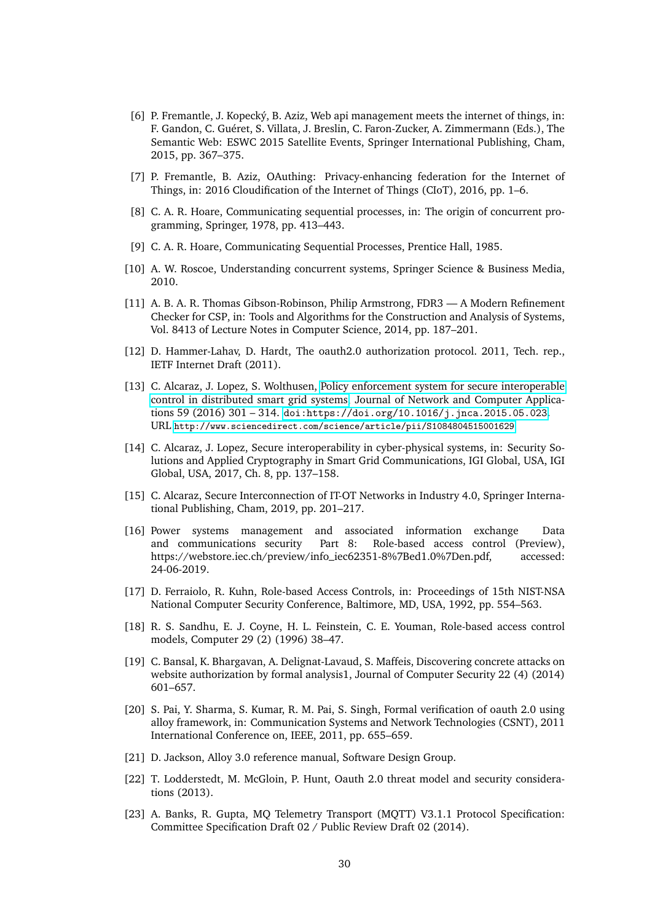[6] P. Fremantle, J. Kopecký, B. Aziz, Web api management meets the internet of things, in: F. Gandon, C. Guéret, S. Villata, J. Breslin, C. Faron-Zucker, A. Zimmermann (Eds.), The Semantic Web: ESWC 2015 Satellite Events, Springer International Publishing, Cham, 2015, pp. 367–375.

[7] P. Fremantle, B. Aziz, OAuthing: Privacy-enhancing federation for the Internet of Things, in: 2016 Cloudification of the Internet of Things (CIoT), 2016, pp. 1–6.

[8] C. A. R. Hoare, Communicating sequential processes, in: The origin of concurrent programming, Springer, 1978, pp. 413–443.

[9] C. A. R. Hoare, Communicating Sequential Processes, Prentice Hall, 1985.

[10] A. W. Roscoe, Understanding concurrent systems, Springer Science & Business Media, 2010.

[11] A. B. A. R. Thomas Gibson-Robinson, Philip Armstrong, FDR3 — A Modern Refinement Checker for CSP, in: Tools and Algorithms for the Construction and Analysis of Systems, Vol. 8413 of Lecture Notes in Computer Science, 2014, pp. 187–201.

[12] D. Hammer-Lahav, D. Hardt, The oauth2.0 authorization protocol. 2011, Tech. rep., IETF Internet Draft (2011).

[13] C. Alcaraz, J. Lopez, S. Wolthusen, Policy enforcement system for secure interoperable control in distributed smart grid systems, Journal of Network and Computer Applications 59 (2016) 301 – 314. doi:https://doi.org/10.1016/j.jnca.2015.05.023. URL http://www.sciencedirect.com/science/article/pii/S1084804515001629

[14] C. Alcaraz, J. Lopez, Secure interoperability in cyber-physical systems, in: Security Solutions and Applied Cryptography in Smart Grid Communications, IGI Global, USA, IGI Global, USA, 2017, Ch. 8, pp. 137–158.

[15] C. Alcaraz, Secure Interconnection of IT-OT Networks in Industry 4.0, Springer International Publishing, Cham, 2019, pp. 201–217.

[16] Power systems management and associated information exchange Data and communications security Part 8: Role-based access control (Preview), https://webstore.iec.ch/preview/info_iec62351-8%7Bed1.0%7Den.pdf, accessed: 24-06-2019.

[17] D. Ferraiolo, R. Kuhn, Role-based Access Controls, in: Proceedings of 15th NIST-NSA National Computer Security Conference, Baltimore, MD, USA, 1992, pp. 554–563.

[18] R. S. Sandhu, E. J. Coyne, H. L. Feinstein, C. E. Youman, Role-based access control models, Computer 29 (2) (1996) 38–47.

[19] C. Bansal, K. Bhargavan, A. Delignat-Lavaud, S. Maffeis, Discovering concrete attacks on website authorization by formal analysis1, Journal of Computer Security 22 (4) (2014) 601–657.

[20] S. Pai, Y. Sharma, S. Kumar, R. M. Pai, S. Singh, Formal verification of oauth 2.0 using alloy framework, in: Communication Systems and Network Technologies (CSNT), 2011 International Conference on, IEEE, 2011, pp. 655–659.

[21] D. Jackson, Alloy 3.0 reference manual, Software Design Group.

[22] T. Lodderstedt, M. McGloin, P. Hunt, Oauth 2.0 threat model and security considerations (2013).

[23] A. Banks, R. Gupta, MQ Telemetry Transport (MQTT) V3.1.1 Protocol Specification: Committee Specification Draft 02 / Public Review Draft 02 (2014).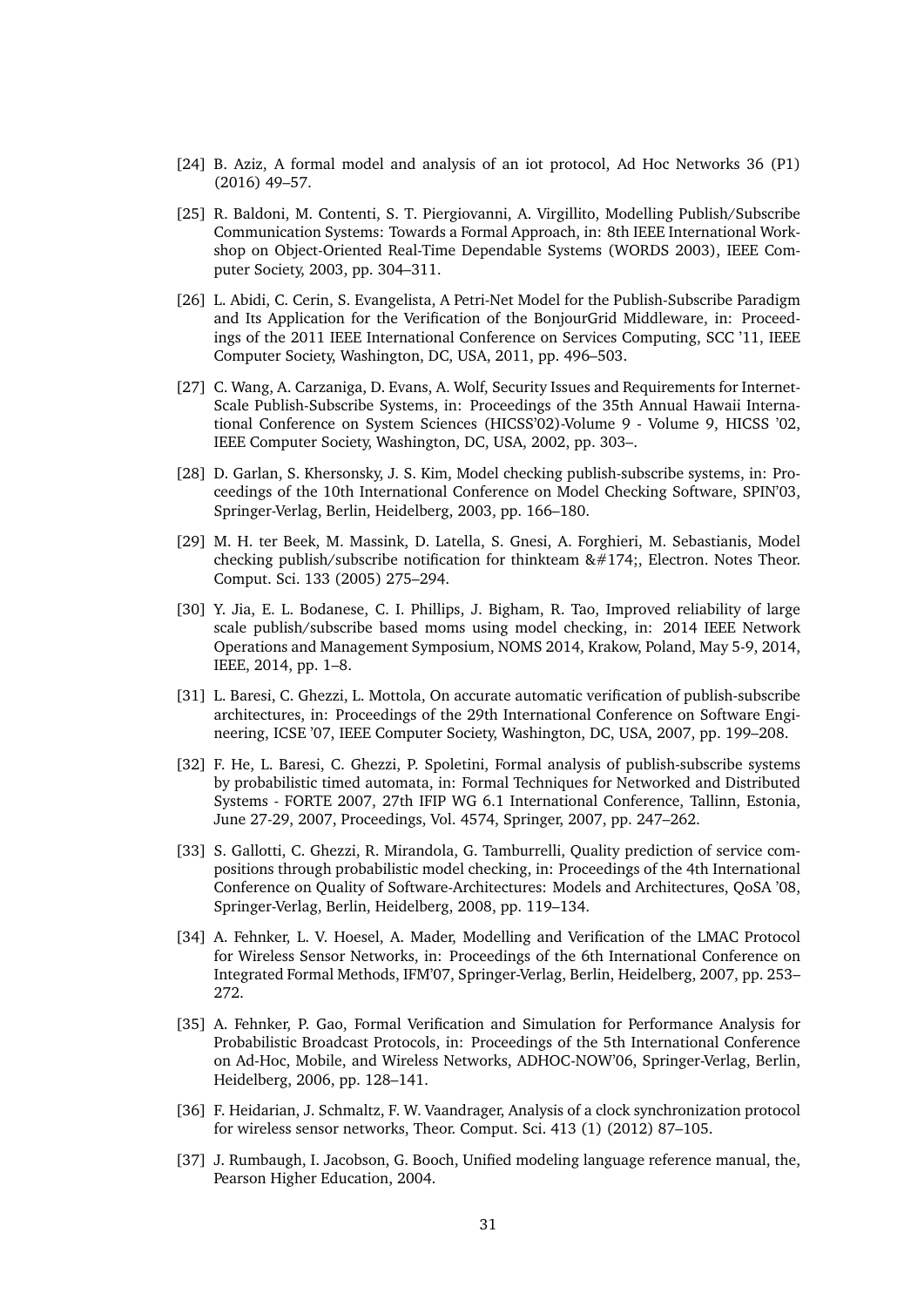[24] B. Aziz, A formal model and analysis of an iot protocol, Ad Hoc Networks 36 (P1) (2016) 49–57.

[25] R. Baldoni, M. Contenti, S. T. Piergiovanni, A. Virgillito, Modelling Publish/Subscribe Communication Systems: Towards a Formal Approach, in: 8th IEEE International Workshop on Object-Oriented Real-Time Dependable Systems (WORDS 2003), IEEE Computer Society, 2003, pp. 304–311.

[26] L. Abidi, C. Cerin, S. Evangelista, A Petri-Net Model for the Publish-Subscribe Paradigm and Its Application for the Verification of the BonjourGrid Middleware, in: Proceedings of the 2011 IEEE International Conference on Services Computing, SCC '11, IEEE Computer Society, Washington, DC, USA, 2011, pp. 496–503.

[27] C. Wang, A. Carzaniga, D. Evans, A. Wolf, Security Issues and Requirements for Internet-Scale Publish-Subscribe Systems, in: Proceedings of the 35th Annual Hawaii International Conference on System Sciences (HICSS'02)-Volume 9 - Volume 9, HICSS '02, IEEE Computer Society, Washington, DC, USA, 2002, pp. 303–.

[28] D. Garlan, S. Khersonsky, J. S. Kim, Model checking publish-subscribe systems, in: Proceedings of the 10th International Conference on Model Checking Software, SPIN'03, Springer-Verlag, Berlin, Heidelberg, 2003, pp. 166–180.

[29] M. H. ter Beek, M. Massink, D. Latella, S. Gnesi, A. Forghieri, M. Sebastianis, Model checking publish/subscribe notification for thinkteam &#174;, Electron. Notes Theor. Comput. Sci. 133 (2005) 275–294.

[30] Y. Jia, E. L. Bodanese, C. I. Phillips, J. Bigham, R. Tao, Improved reliability of large scale publish/subscribe based moms using model checking, in: 2014 IEEE Network Operations and Management Symposium, NOMS 2014, Krakow, Poland, May 5-9, 2014, IEEE, 2014, pp. 1–8.

[31] L. Baresi, C. Ghezzi, L. Mottola, On accurate automatic verification of publish-subscribe architectures, in: Proceedings of the 29th International Conference on Software Engineering, ICSE '07, IEEE Computer Society, Washington, DC, USA, 2007, pp. 199–208.

[32] F. He, L. Baresi, C. Ghezzi, P. Spoletini, Formal analysis of publish-subscribe systems by probabilistic timed automata, in: Formal Techniques for Networked and Distributed Systems - FORTE 2007, 27th IFIP WG 6.1 International Conference, Tallinn, Estonia, June 27-29, 2007, Proceedings, Vol. 4574, Springer, 2007, pp. 247–262.

[33] S. Gallotti, C. Ghezzi, R. Mirandola, G. Tamburrelli, Quality prediction of service compositions through probabilistic model checking, in: Proceedings of the 4th International Conference on Quality of Software-Architectures: Models and Architectures, QoSA '08, Springer-Verlag, Berlin, Heidelberg, 2008, pp. 119–134.

[34] A. Fehnker, L. V. Hoesel, A. Mader, Modelling and Verification of the LMAC Protocol for Wireless Sensor Networks, in: Proceedings of the 6th International Conference on Integrated Formal Methods, IFM'07, Springer-Verlag, Berlin, Heidelberg, 2007, pp. 253–272.

[35] A. Fehnker, P. Gao, Formal Verification and Simulation for Performance Analysis for Probabilistic Broadcast Protocols, in: Proceedings of the 5th International Conference on Ad-Hoc, Mobile, and Wireless Networks, ADHOC-NOW'06, Springer-Verlag, Berlin, Heidelberg, 2006, pp. 128–141.

[36] F. Heidarian, J. Schmaltz, F. W. Vaandrager, Analysis of a clock synchronization protocol for wireless sensor networks, Theor. Comput. Sci. 413 (1) (2012) 87–105.

[37] J. Rumbaugh, I. Jacobson, G. Booch, Unified modeling language reference manual, the, Pearson Higher Education, 2004.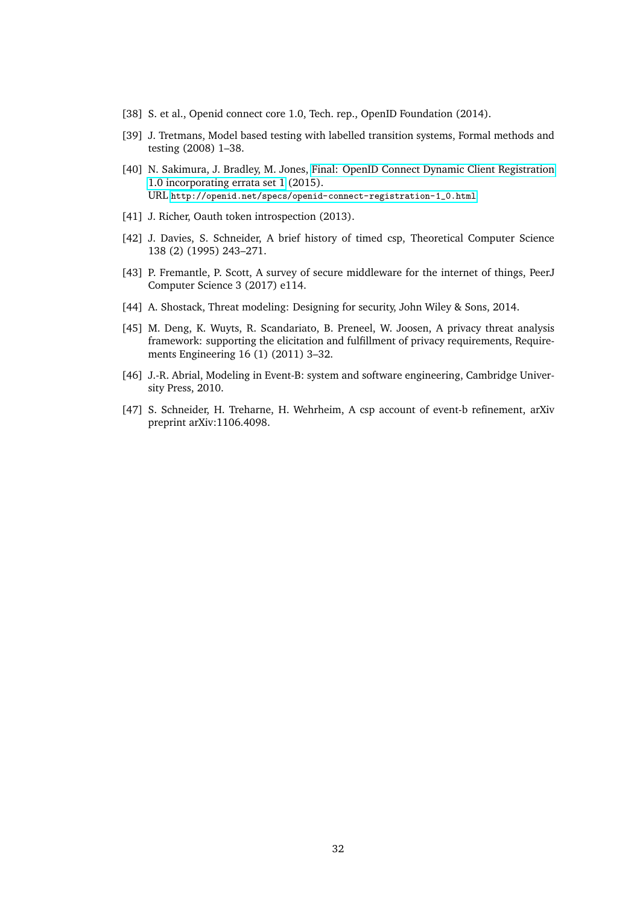- [38] S. et al., Openid connect core 1.0, Tech. rep., OpenID Foundation (2014).
- [39] J. Tretmans, Model based testing with labelled transition systems, Formal methods and testing (2008) 1–38.
- [40] N. Sakimura, J. Bradley, M. Jones, Final: OpenID Connect Dynamic Client Registration 1.0 incorporating errata set 1 (2015).
  URL http://openid.net/specs/openid-connect-registration-1_0.html
- [41] J. Richer, Oauth token introspection (2013).
- [42] J. Davies, S. Schneider, A brief history of timed csp, Theoretical Computer Science 138 (2) (1995) 243–271.
- [43] P. Fremantle, P. Scott, A survey of secure middleware for the internet of things, PeerJ Computer Science 3 (2017) e114.
- [44] A. Shostack, Threat modeling: Designing for security, John Wiley & Sons, 2014.
- [45] M. Deng, K. Wuyts, R. Scandariato, B. Preneel, W. Joosen, A privacy threat analysis framework: supporting the elicitation and fulfillment of privacy requirements, Requirements Engineering 16 (1) (2011) 3–32.
- [46] J.-R. Abrial, Modeling in Event-B: system and software engineering, Cambridge University Press, 2010.
- [47] S. Schneider, H. Treharne, H. Wehrheim, A csp account of event-b refinement, arXiv preprint arXiv:1106.4098.